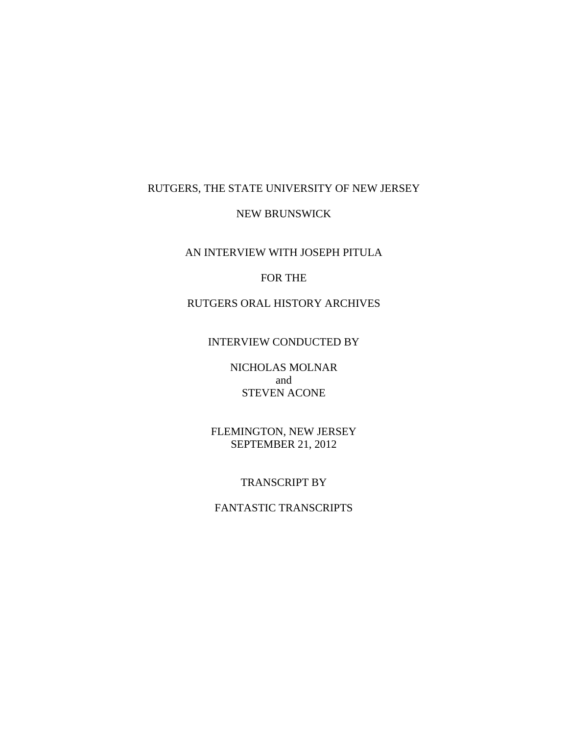RUTGERS, THE STATE UNIVERSITY OF NEW JERSEY

NEW BRUNSWICK

AN INTERVIEW WITH JOSEPH PITULA

FOR THE

RUTGERS ORAL HISTORY ARCHIVES

INTERVIEW CONDUCTED BY

NICHOLAS MOLNAR
and
STEVEN ACONE

FLEMINGTON, NEW JERSEY
SEPTEMBER 21, 2012

TRANSCRIPT BY

FANTASTIC TRANSCRIPTS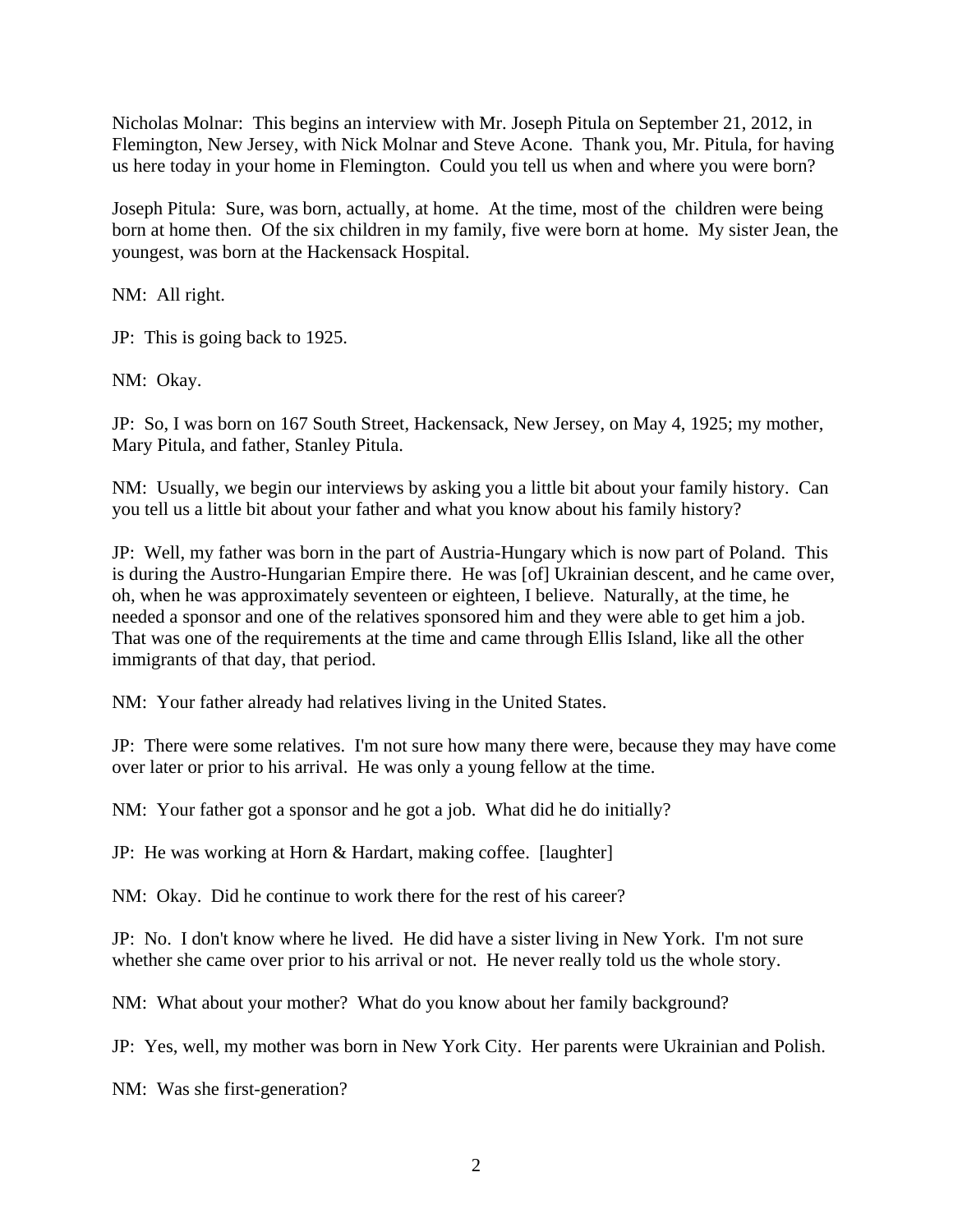Nicholas Molnar: This begins an interview with Mr. Joseph Pitula on September 21, 2012, in Flemington, New Jersey, with Nick Molnar and Steve Acone. Thank you, Mr. Pitula, for having us here today in your home in Flemington. Could you tell us when and where you were born?

Joseph Pitula: Sure, was born, actually, at home. At the time, most of the children were being born at home then. Of the six children in my family, five were born at home. My sister Jean, the youngest, was born at the Hackensack Hospital.

NM: All right.

JP: This is going back to 1925.

NM: Okay.

JP: So, I was born on 167 South Street, Hackensack, New Jersey, on May 4, 1925; my mother, Mary Pitula, and father, Stanley Pitula.

NM: Usually, we begin our interviews by asking you a little bit about your family history. Can you tell us a little bit about your father and what you know about his family history?

JP: Well, my father was born in the part of Austria-Hungary which is now part of Poland. This is during the Austro-Hungarian Empire there. He was [of] Ukrainian descent, and he came over, oh, when he was approximately seventeen or eighteen, I believe. Naturally, at the time, he needed a sponsor and one of the relatives sponsored him and they were able to get him a job. That was one of the requirements at the time and came through Ellis Island, like all the other immigrants of that day, that period.

NM: Your father already had relatives living in the United States.

JP: There were some relatives. I'm not sure how many there were, because they may have come over later or prior to his arrival. He was only a young fellow at the time.

NM: Your father got a sponsor and he got a job. What did he do initially?

JP: He was working at Horn & Hardart, making coffee. [laughter]

NM: Okay. Did he continue to work there for the rest of his career?

JP: No. I don't know where he lived. He did have a sister living in New York. I'm not sure whether she came over prior to his arrival or not. He never really told us the whole story.

NM: What about your mother? What do you know about her family background?

JP: Yes, well, my mother was born in New York City. Her parents were Ukrainian and Polish.

NM: Was she first-generation?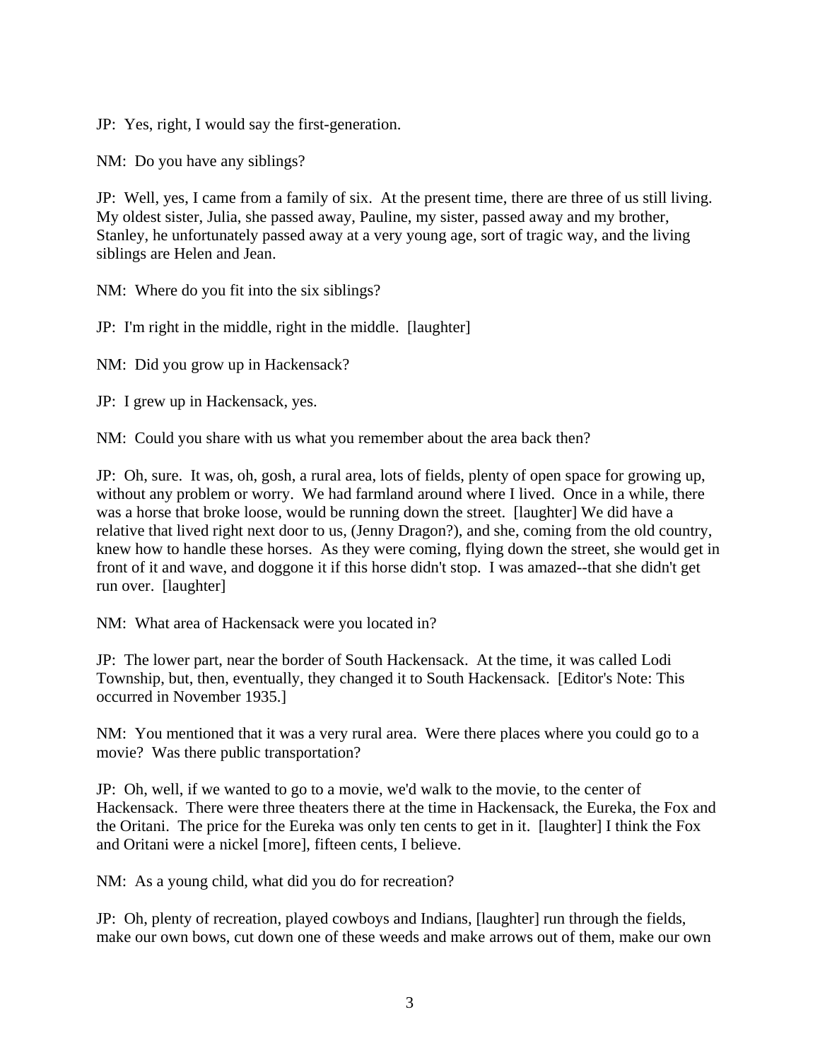JP: Yes, right, I would say the first-generation.

NM: Do you have any siblings?

JP: Well, yes, I came from a family of six. At the present time, there are three of us still living. My oldest sister, Julia, she passed away, Pauline, my sister, passed away and my brother, Stanley, he unfortunately passed away at a very young age, sort of tragic way, and the living siblings are Helen and Jean.

NM: Where do you fit into the six siblings?

JP: I'm right in the middle, right in the middle. [laughter]

NM: Did you grow up in Hackensack?

JP: I grew up in Hackensack, yes.

NM: Could you share with us what you remember about the area back then?

JP: Oh, sure. It was, oh, gosh, a rural area, lots of fields, plenty of open space for growing up, without any problem or worry. We had farmland around where I lived. Once in a while, there was a horse that broke loose, would be running down the street. [laughter] We did have a relative that lived right next door to us, (Jenny Dragon?), and she, coming from the old country, knew how to handle these horses. As they were coming, flying down the street, she would get in front of it and wave, and doggone it if this horse didn't stop. I was amazed--that she didn't get run over. [laughter]

NM: What area of Hackensack were you located in?

JP: The lower part, near the border of South Hackensack. At the time, it was called Lodi Township, but, then, eventually, they changed it to South Hackensack. [Editor's Note: This occurred in November 1935.]

NM: You mentioned that it was a very rural area. Were there places where you could go to a movie? Was there public transportation?

JP: Oh, well, if we wanted to go to a movie, we'd walk to the movie, to the center of Hackensack. There were three theaters there at the time in Hackensack, the Eureka, the Fox and the Oritani. The price for the Eureka was only ten cents to get in it. [laughter] I think the Fox and Oritani were a nickel [more], fifteen cents, I believe.

NM: As a young child, what did you do for recreation?

JP: Oh, plenty of recreation, played cowboys and Indians, [laughter] run through the fields, make our own bows, cut down one of these weeds and make arrows out of them, make our own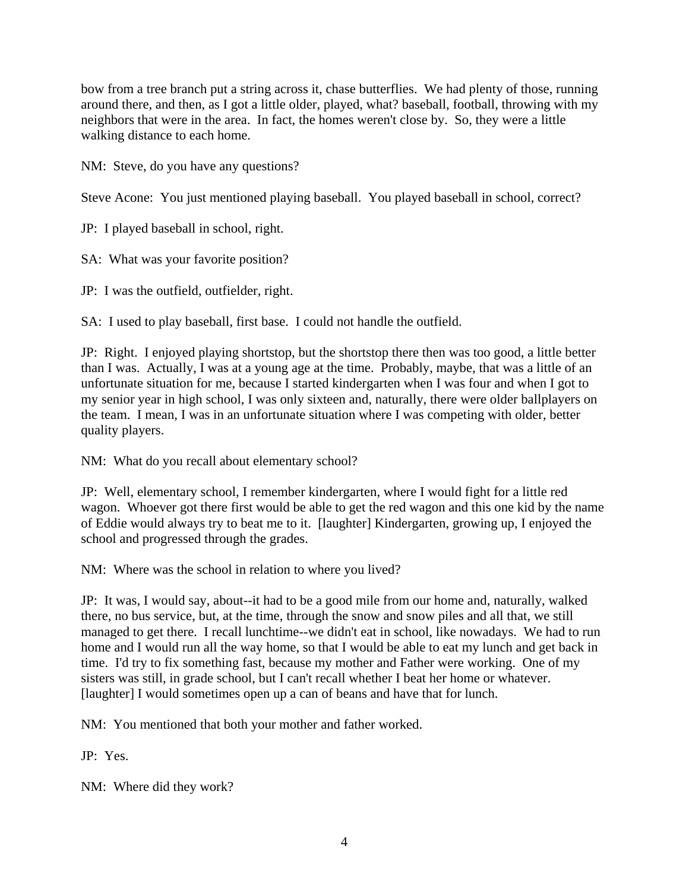bow from a tree branch put a string across it, chase butterflies. We had plenty of those, running around there, and then, as I got a little older, played, what? baseball, football, throwing with my neighbors that were in the area. In fact, the homes weren't close by. So, they were a little walking distance to each home.

NM: Steve, do you have any questions?

Steve Acone: You just mentioned playing baseball. You played baseball in school, correct?

JP: I played baseball in school, right.

SA: What was your favorite position?

JP: I was the outfield, outfielder, right.

SA: I used to play baseball, first base. I could not handle the outfield.

JP: Right. I enjoyed playing shortstop, but the shortstop there then was too good, a little better than I was. Actually, I was at a young age at the time. Probably, maybe, that was a little of an unfortunate situation for me, because I started kindergarten when I was four and when I got to my senior year in high school, I was only sixteen and, naturally, there were older ballplayers on the team. I mean, I was in an unfortunate situation where I was competing with older, better quality players.

NM: What do you recall about elementary school?

JP: Well, elementary school, I remember kindergarten, where I would fight for a little red wagon. Whoever got there first would be able to get the red wagon and this one kid by the name of Eddie would always try to beat me to it. [laughter] Kindergarten, growing up, I enjoyed the school and progressed through the grades.

NM: Where was the school in relation to where you lived?

JP: It was, I would say, about--it had to be a good mile from our home and, naturally, walked there, no bus service, but, at the time, through the snow and snow piles and all that, we still managed to get there. I recall lunchtime--we didn't eat in school, like nowadays. We had to run home and I would run all the way home, so that I would be able to eat my lunch and get back in time. I'd try to fix something fast, because my mother and Father were working. One of my sisters was still, in grade school, but I can't recall whether I beat her home or whatever. [laughter] I would sometimes open up a can of beans and have that for lunch.

NM: You mentioned that both your mother and father worked.

JP: Yes.

NM: Where did they work?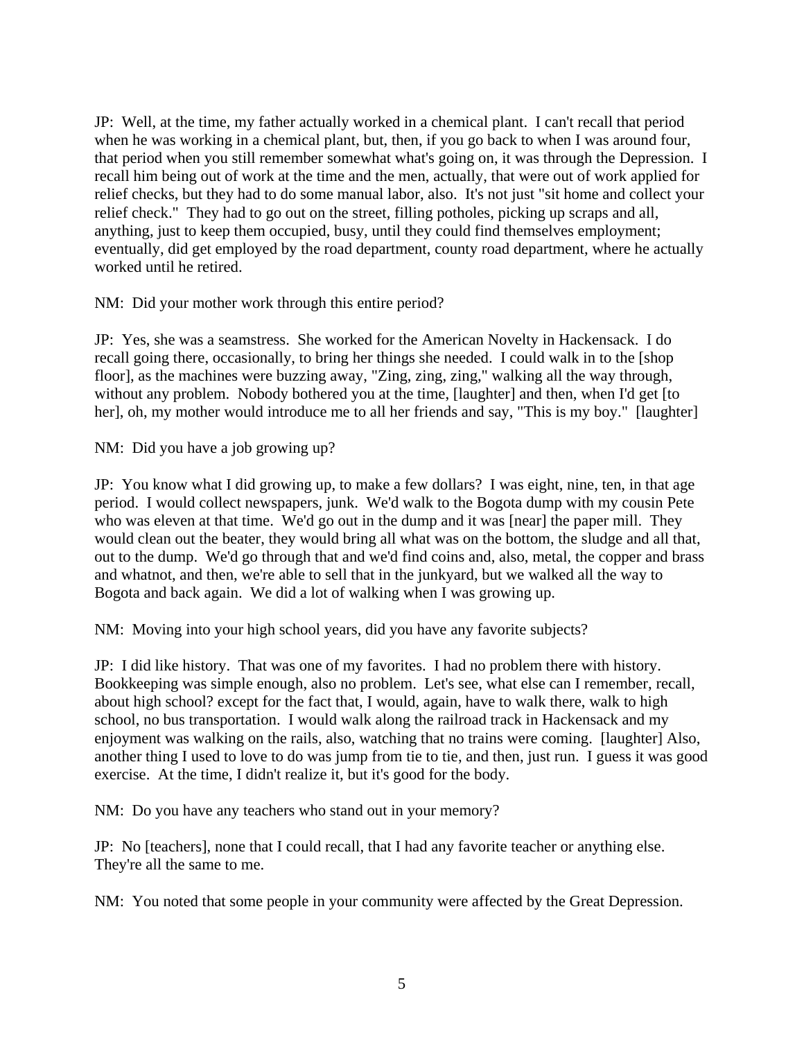JP: Well, at the time, my father actually worked in a chemical plant. I can't recall that period when he was working in a chemical plant, but, then, if you go back to when I was around four, that period when you still remember somewhat what's going on, it was through the Depression. I recall him being out of work at the time and the men, actually, that were out of work applied for relief checks, but they had to do some manual labor, also. It's not just "sit home and collect your relief check." They had to go out on the street, filling potholes, picking up scraps and all, anything, just to keep them occupied, busy, until they could find themselves employment; eventually, did get employed by the road department, county road department, where he actually worked until he retired.

NM: Did your mother work through this entire period?

JP: Yes, she was a seamstress. She worked for the American Novelty in Hackensack. I do recall going there, occasionally, to bring her things she needed. I could walk in to the [shop floor], as the machines were buzzing away, "Zing, zing, zing," walking all the way through, without any problem. Nobody bothered you at the time, [laughter] and then, when I'd get [to her], oh, my mother would introduce me to all her friends and say, "This is my boy." [laughter]

NM: Did you have a job growing up?

JP: You know what I did growing up, to make a few dollars? I was eight, nine, ten, in that age period. I would collect newspapers, junk. We'd walk to the Bogota dump with my cousin Pete who was eleven at that time. We'd go out in the dump and it was [near] the paper mill. They would clean out the beater, they would bring all what was on the bottom, the sludge and all that, out to the dump. We'd go through that and we'd find coins and, also, metal, the copper and brass and whatnot, and then, we're able to sell that in the junkyard, but we walked all the way to Bogota and back again. We did a lot of walking when I was growing up.

NM: Moving into your high school years, did you have any favorite subjects?

JP: I did like history. That was one of my favorites. I had no problem there with history. Bookkeeping was simple enough, also no problem. Let's see, what else can I remember, recall, about high school? except for the fact that, I would, again, have to walk there, walk to high school, no bus transportation. I would walk along the railroad track in Hackensack and my enjoyment was walking on the rails, also, watching that no trains were coming. [laughter] Also, another thing I used to love to do was jump from tie to tie, and then, just run. I guess it was good exercise. At the time, I didn't realize it, but it's good for the body.

NM: Do you have any teachers who stand out in your memory?

JP: No [teachers], none that I could recall, that I had any favorite teacher or anything else. They're all the same to me.

NM: You noted that some people in your community were affected by the Great Depression.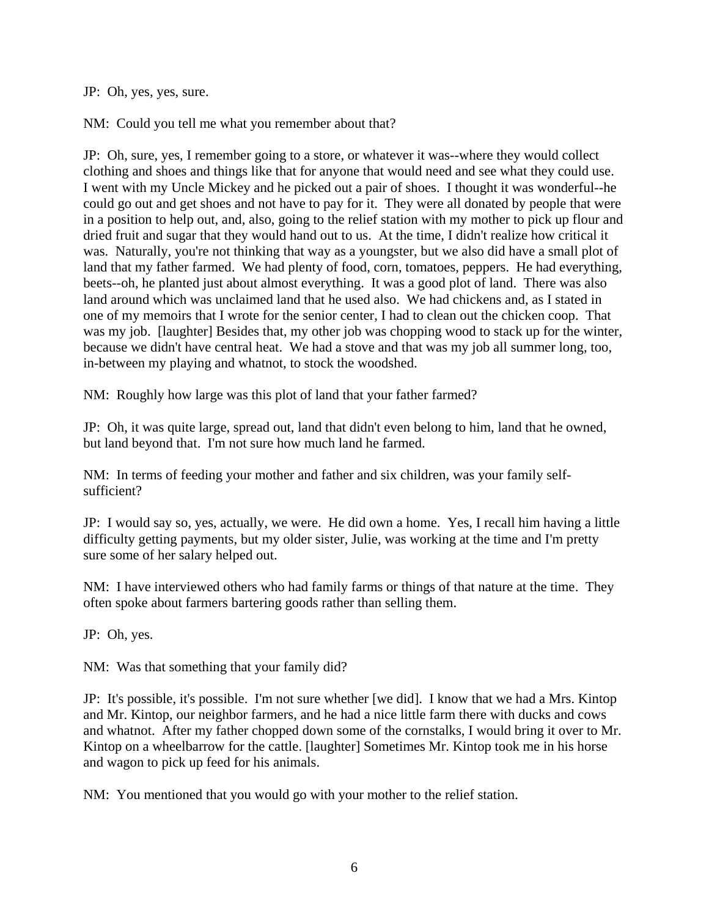JP: Oh, yes, yes, sure.

NM: Could you tell me what you remember about that?

JP: Oh, sure, yes, I remember going to a store, or whatever it was--where they would collect clothing and shoes and things like that for anyone that would need and see what they could use. I went with my Uncle Mickey and he picked out a pair of shoes. I thought it was wonderful--he could go out and get shoes and not have to pay for it. They were all donated by people that were in a position to help out, and, also, going to the relief station with my mother to pick up flour and dried fruit and sugar that they would hand out to us. At the time, I didn't realize how critical it was. Naturally, you're not thinking that way as a youngster, but we also did have a small plot of land that my father farmed. We had plenty of food, corn, tomatoes, peppers. He had everything, beets--oh, he planted just about almost everything. It was a good plot of land. There was also land around which was unclaimed land that he used also. We had chickens and, as I stated in one of my memoirs that I wrote for the senior center, I had to clean out the chicken coop. That was my job. [laughter] Besides that, my other job was chopping wood to stack up for the winter, because we didn't have central heat. We had a stove and that was my job all summer long, too, in-between my playing and whatnot, to stock the woodshed.

NM: Roughly how large was this plot of land that your father farmed?

JP: Oh, it was quite large, spread out, land that didn't even belong to him, land that he owned, but land beyond that. I'm not sure how much land he farmed.

NM: In terms of feeding your mother and father and six children, was your family self-sufficient?

JP: I would say so, yes, actually, we were. He did own a home. Yes, I recall him having a little difficulty getting payments, but my older sister, Julie, was working at the time and I'm pretty sure some of her salary helped out.

NM: I have interviewed others who had family farms or things of that nature at the time. They often spoke about farmers bartering goods rather than selling them.

JP: Oh, yes.

NM: Was that something that your family did?

JP: It's possible, it's possible. I'm not sure whether [we did]. I know that we had a Mrs. Kintop and Mr. Kintop, our neighbor farmers, and he had a nice little farm there with ducks and cows and whatnot. After my father chopped down some of the cornstalks, I would bring it over to Mr. Kintop on a wheelbarrow for the cattle. [laughter] Sometimes Mr. Kintop took me in his horse and wagon to pick up feed for his animals.

NM: You mentioned that you would go with your mother to the relief station.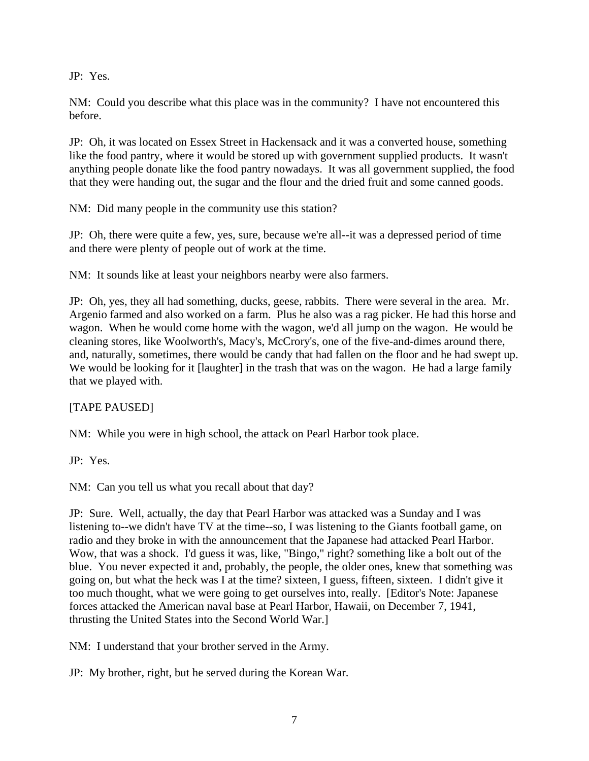JP: Yes.

NM: Could you describe what this place was in the community? I have not encountered this before.

JP: Oh, it was located on Essex Street in Hackensack and it was a converted house, something like the food pantry, where it would be stored up with government supplied products. It wasn't anything people donate like the food pantry nowadays. It was all government supplied, the food that they were handing out, the sugar and the flour and the dried fruit and some canned goods.

NM: Did many people in the community use this station?

JP: Oh, there were quite a few, yes, sure, because we're all--it was a depressed period of time and there were plenty of people out of work at the time.

NM: It sounds like at least your neighbors nearby were also farmers.

JP: Oh, yes, they all had something, ducks, geese, rabbits. There were several in the area. Mr. Argenio farmed and also worked on a farm. Plus he also was a rag picker. He had this horse and wagon. When he would come home with the wagon, we'd all jump on the wagon. He would be cleaning stores, like Woolworth's, Macy's, McCrory's, one of the five-and-dimes around there, and, naturally, sometimes, there would be candy that had fallen on the floor and he had swept up. We would be looking for it [laughter] in the trash that was on the wagon. He had a large family that we played with.

[TAPE PAUSED]

NM: While you were in high school, the attack on Pearl Harbor took place.

JP: Yes.

NM: Can you tell us what you recall about that day?

JP: Sure. Well, actually, the day that Pearl Harbor was attacked was a Sunday and I was listening to--we didn't have TV at the time--so, I was listening to the Giants football game, on radio and they broke in with the announcement that the Japanese had attacked Pearl Harbor. Wow, that was a shock. I'd guess it was, like, "Bingo," right? something like a bolt out of the blue. You never expected it and, probably, the people, the older ones, knew that something was going on, but what the heck was I at the time? sixteen, I guess, fifteen, sixteen. I didn't give it too much thought, what we were going to get ourselves into, really. [Editor's Note: Japanese forces attacked the American naval base at Pearl Harbor, Hawaii, on December 7, 1941, thrusting the United States into the Second World War.]

NM: I understand that your brother served in the Army.

JP: My brother, right, but he served during the Korean War.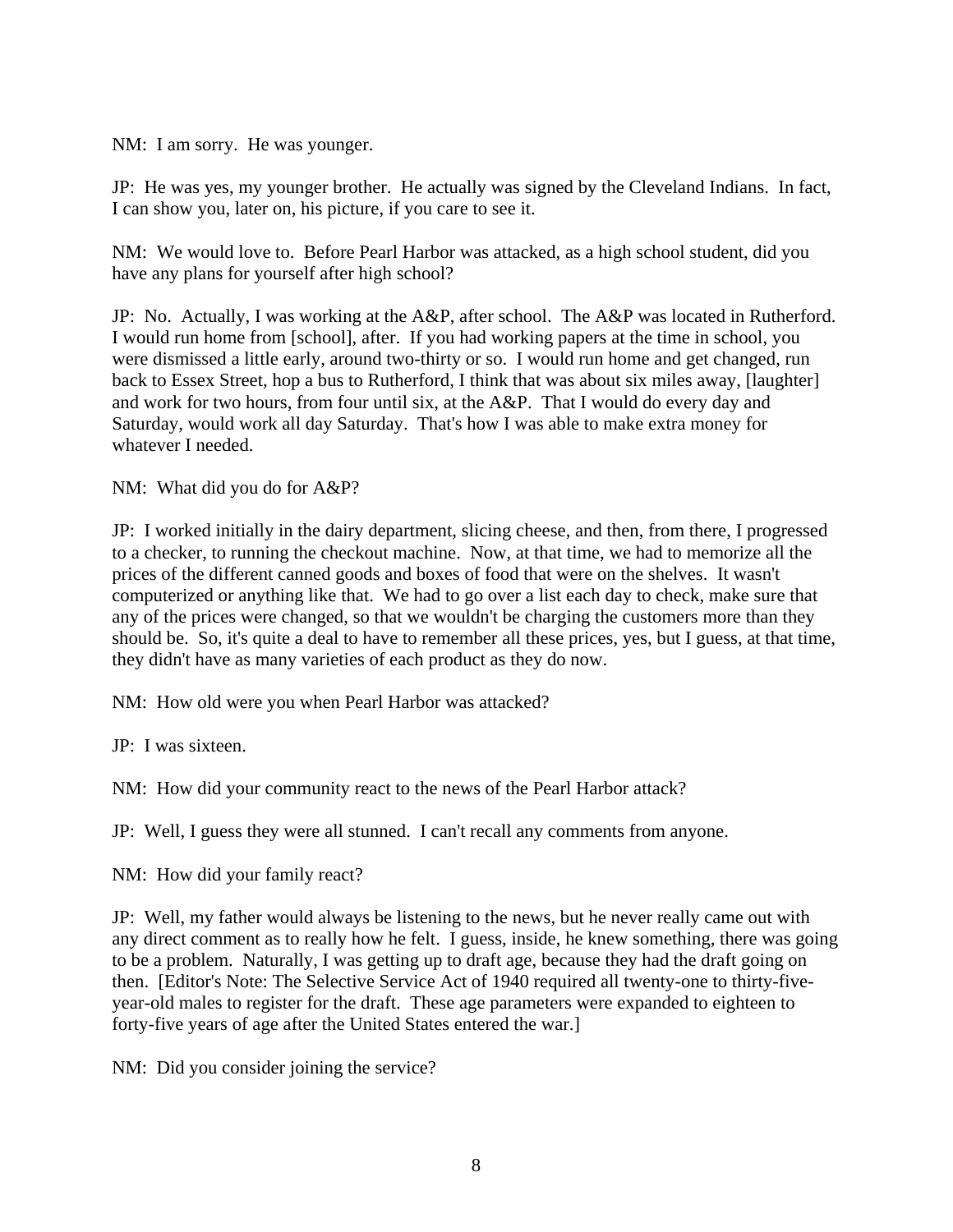NM: I am sorry. He was younger.

JP: He was yes, my younger brother. He actually was signed by the Cleveland Indians. In fact, I can show you, later on, his picture, if you care to see it.

NM: We would love to. Before Pearl Harbor was attacked, as a high school student, did you have any plans for yourself after high school?

JP: No. Actually, I was working at the A&P, after school. The A&P was located in Rutherford. I would run home from [school], after. If you had working papers at the time in school, you were dismissed a little early, around two-thirty or so. I would run home and get changed, run back to Essex Street, hop a bus to Rutherford, I think that was about six miles away, [laughter] and work for two hours, from four until six, at the A&P. That I would do every day and Saturday, would work all day Saturday. That's how I was able to make extra money for whatever I needed.

NM: What did you do for A&P?

JP: I worked initially in the dairy department, slicing cheese, and then, from there, I progressed to a checker, to running the checkout machine. Now, at that time, we had to memorize all the prices of the different canned goods and boxes of food that were on the shelves. It wasn't computerized or anything like that. We had to go over a list each day to check, make sure that any of the prices were changed, so that we wouldn't be charging the customers more than they should be. So, it's quite a deal to have to remember all these prices, yes, but I guess, at that time, they didn't have as many varieties of each product as they do now.

NM: How old were you when Pearl Harbor was attacked?

JP: I was sixteen.

NM: How did your community react to the news of the Pearl Harbor attack?

JP: Well, I guess they were all stunned. I can't recall any comments from anyone.

NM: How did your family react?

JP: Well, my father would always be listening to the news, but he never really came out with any direct comment as to really how he felt. I guess, inside, he knew something, there was going to be a problem. Naturally, I was getting up to draft age, because they had the draft going on then. [Editor's Note: The Selective Service Act of 1940 required all twenty-one to thirty-five-year-old males to register for the draft. These age parameters were expanded to eighteen to forty-five years of age after the United States entered the war.]

NM: Did you consider joining the service?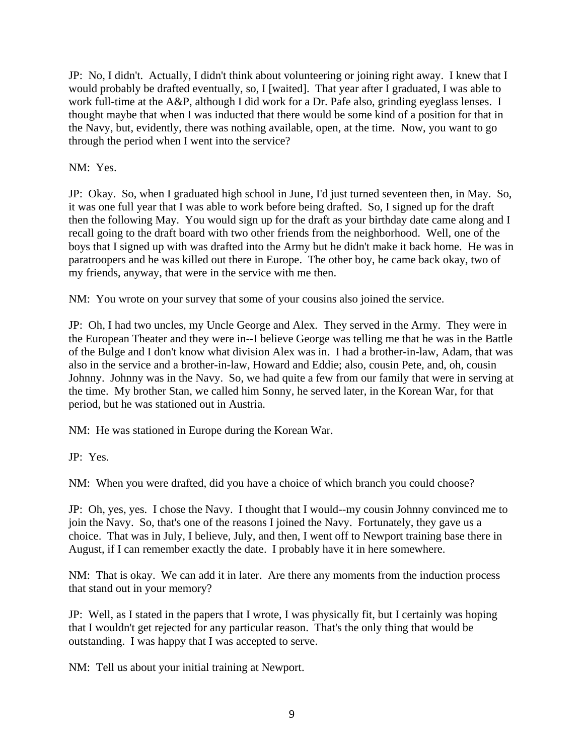JP: No, I didn't. Actually, I didn't think about volunteering or joining right away. I knew that I would probably be drafted eventually, so, I [waited]. That year after I graduated, I was able to work full-time at the A&P, although I did work for a Dr. Pafe also, grinding eyeglass lenses. I thought maybe that when I was inducted that there would be some kind of a position for that in the Navy, but, evidently, there was nothing available, open, at the time. Now, you want to go through the period when I went into the service?

NM: Yes.

JP: Okay. So, when I graduated high school in June, I'd just turned seventeen then, in May. So, it was one full year that I was able to work before being drafted. So, I signed up for the draft then the following May. You would sign up for the draft as your birthday date came along and I recall going to the draft board with two other friends from the neighborhood. Well, one of the boys that I signed up with was drafted into the Army but he didn't make it back home. He was in paratroopers and he was killed out there in Europe. The other boy, he came back okay, two of my friends, anyway, that were in the service with me then.

NM: You wrote on your survey that some of your cousins also joined the service.

JP: Oh, I had two uncles, my Uncle George and Alex. They served in the Army. They were in the European Theater and they were in--I believe George was telling me that he was in the Battle of the Bulge and I don't know what division Alex was in. I had a brother-in-law, Adam, that was also in the service and a brother-in-law, Howard and Eddie; also, cousin Pete, and, oh, cousin Johnny. Johnny was in the Navy. So, we had quite a few from our family that were in serving at the time. My brother Stan, we called him Sonny, he served later, in the Korean War, for that period, but he was stationed out in Austria.

NM: He was stationed in Europe during the Korean War.

JP: Yes.

NM: When you were drafted, did you have a choice of which branch you could choose?

JP: Oh, yes, yes. I chose the Navy. I thought that I would--my cousin Johnny convinced me to join the Navy. So, that's one of the reasons I joined the Navy. Fortunately, they gave us a choice. That was in July, I believe, July, and then, I went off to Newport training base there in August, if I can remember exactly the date. I probably have it in here somewhere.

NM: That is okay. We can add it in later. Are there any moments from the induction process that stand out in your memory?

JP: Well, as I stated in the papers that I wrote, I was physically fit, but I certainly was hoping that I wouldn't get rejected for any particular reason. That's the only thing that would be outstanding. I was happy that I was accepted to serve.

NM: Tell us about your initial training at Newport.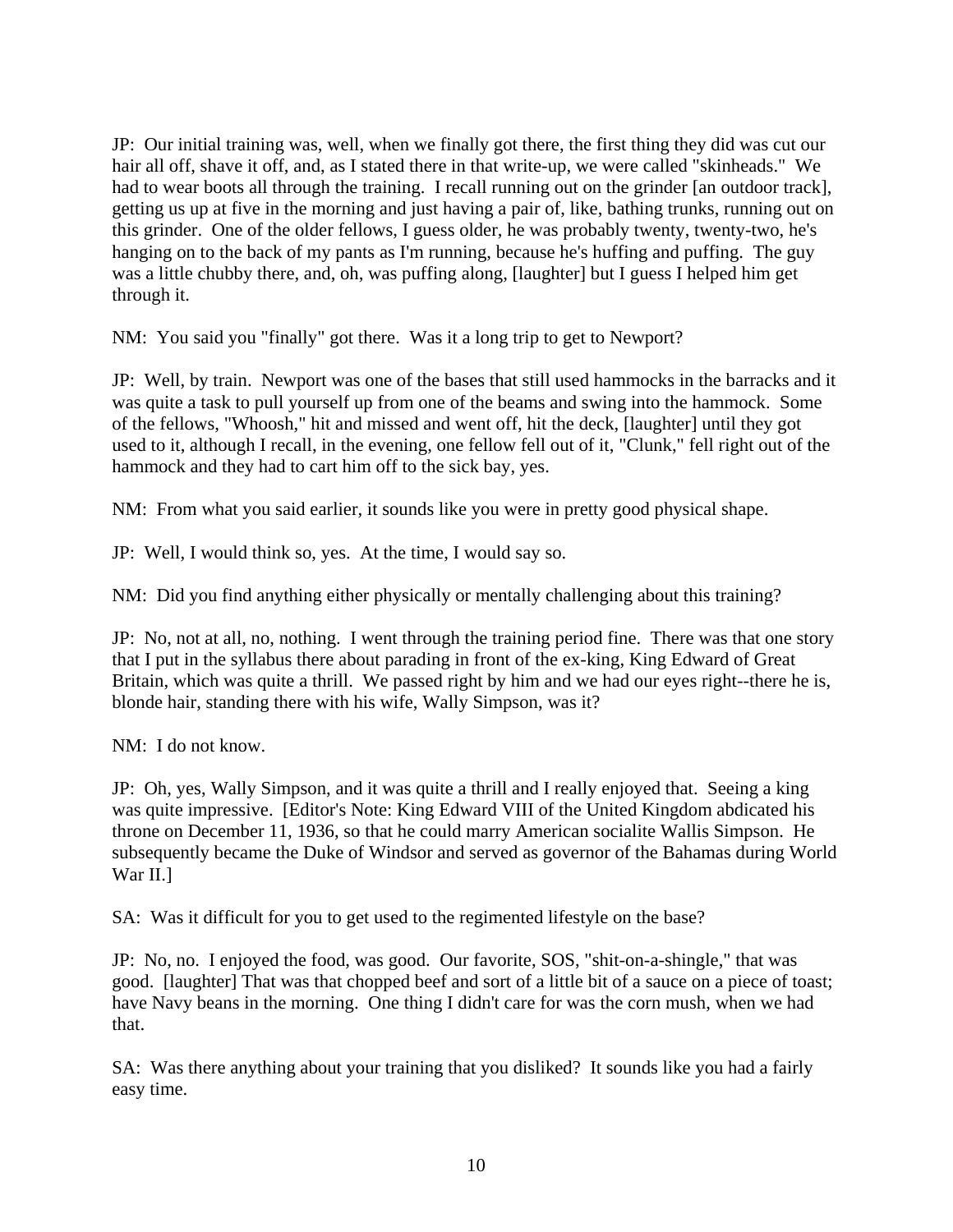JP: Our initial training was, well, when we finally got there, the first thing they did was cut our hair all off, shave it off, and, as I stated there in that write-up, we were called "skinheads." We had to wear boots all through the training. I recall running out on the grinder [an outdoor track], getting us up at five in the morning and just having a pair of, like, bathing trunks, running out on this grinder. One of the older fellows, I guess older, he was probably twenty, twenty-two, he's hanging on to the back of my pants as I'm running, because he's huffing and puffing. The guy was a little chubby there, and, oh, was puffing along, [laughter] but I guess I helped him get through it.

NM: You said you "finally" got there. Was it a long trip to get to Newport?

JP: Well, by train. Newport was one of the bases that still used hammocks in the barracks and it was quite a task to pull yourself up from one of the beams and swing into the hammock. Some of the fellows, "Whoosh," hit and missed and went off, hit the deck, [laughter] until they got used to it, although I recall, in the evening, one fellow fell out of it, "Clunk," fell right out of the hammock and they had to cart him off to the sick bay, yes.

NM: From what you said earlier, it sounds like you were in pretty good physical shape.

JP: Well, I would think so, yes. At the time, I would say so.

NM: Did you find anything either physically or mentally challenging about this training?

JP: No, not at all, no, nothing. I went through the training period fine. There was that one story that I put in the syllabus there about parading in front of the ex-king, King Edward of Great Britain, which was quite a thrill. We passed right by him and we had our eyes right--there he is, blonde hair, standing there with his wife, Wally Simpson, was it?

NM: I do not know.

JP: Oh, yes, Wally Simpson, and it was quite a thrill and I really enjoyed that. Seeing a king was quite impressive. [Editor's Note: King Edward VIII of the United Kingdom abdicated his throne on December 11, 1936, so that he could marry American socialite Wallis Simpson. He subsequently became the Duke of Windsor and served as governor of the Bahamas during World War II.]

SA: Was it difficult for you to get used to the regimented lifestyle on the base?

JP: No, no. I enjoyed the food, was good. Our favorite, SOS, "shit-on-a-shingle," that was good. [laughter] That was that chopped beef and sort of a little bit of a sauce on a piece of toast; have Navy beans in the morning. One thing I didn't care for was the corn mush, when we had that.

SA: Was there anything about your training that you disliked? It sounds like you had a fairly easy time.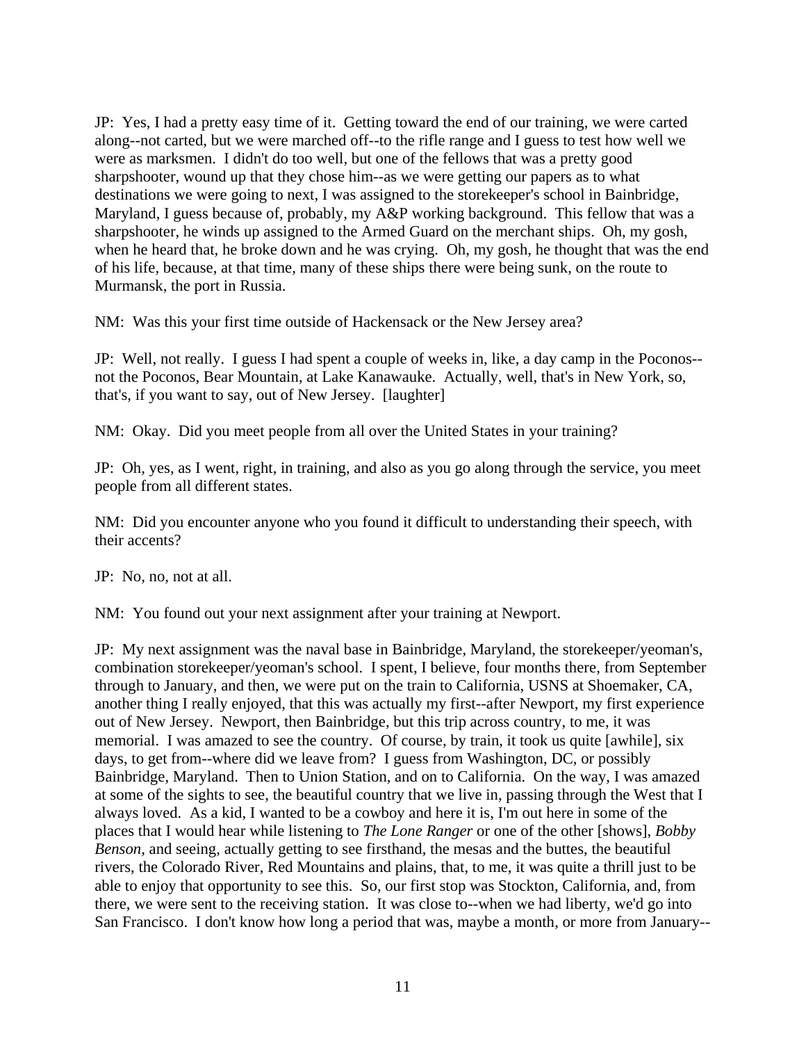JP: Yes, I had a pretty easy time of it. Getting toward the end of our training, we were carted along--not carted, but we were marched off--to the rifle range and I guess to test how well we were as marksmen. I didn't do too well, but one of the fellows that was a pretty good sharpshooter, wound up that they chose him--as we were getting our papers as to what destinations we were going to next, I was assigned to the storekeeper's school in Bainbridge, Maryland, I guess because of, probably, my A&P working background. This fellow that was a sharpshooter, he winds up assigned to the Armed Guard on the merchant ships. Oh, my gosh, when he heard that, he broke down and he was crying. Oh, my gosh, he thought that was the end of his life, because, at that time, many of these ships there were being sunk, on the route to Murmansk, the port in Russia.

NM: Was this your first time outside of Hackensack or the New Jersey area?

JP: Well, not really. I guess I had spent a couple of weeks in, like, a day camp in the Poconos--not the Poconos, Bear Mountain, at Lake Kanawauke. Actually, well, that's in New York, so, that's, if you want to say, out of New Jersey. [laughter]

NM: Okay. Did you meet people from all over the United States in your training?

JP: Oh, yes, as I went, right, in training, and also as you go along through the service, you meet people from all different states.

NM: Did you encounter anyone who you found it difficult to understanding their speech, with their accents?

JP: No, no, not at all.

NM: You found out your next assignment after your training at Newport.

JP: My next assignment was the naval base in Bainbridge, Maryland, the storekeeper/yeoman's, combination storekeeper/yeoman's school. I spent, I believe, four months there, from September through to January, and then, we were put on the train to California, USNS at Shoemaker, CA, another thing I really enjoyed, that this was actually my first--after Newport, my first experience out of New Jersey. Newport, then Bainbridge, but this trip across country, to me, it was memorial. I was amazed to see the country. Of course, by train, it took us quite [awhile], six days, to get from--where did we leave from? I guess from Washington, DC, or possibly Bainbridge, Maryland. Then to Union Station, and on to California. On the way, I was amazed at some of the sights to see, the beautiful country that we live in, passing through the West that I always loved. As a kid, I wanted to be a cowboy and here it is, I'm out here in some of the places that I would hear while listening to *The Lone Ranger* or one of the other [shows], *Bobby Benson*, and seeing, actually getting to see firsthand, the mesas and the buttes, the beautiful rivers, the Colorado River, Red Mountains and plains, that, to me, it was quite a thrill just to be able to enjoy that opportunity to see this. So, our first stop was Stockton, California, and, from there, we were sent to the receiving station. It was close to--when we had liberty, we'd go into San Francisco. I don't know how long a period that was, maybe a month, or more from January--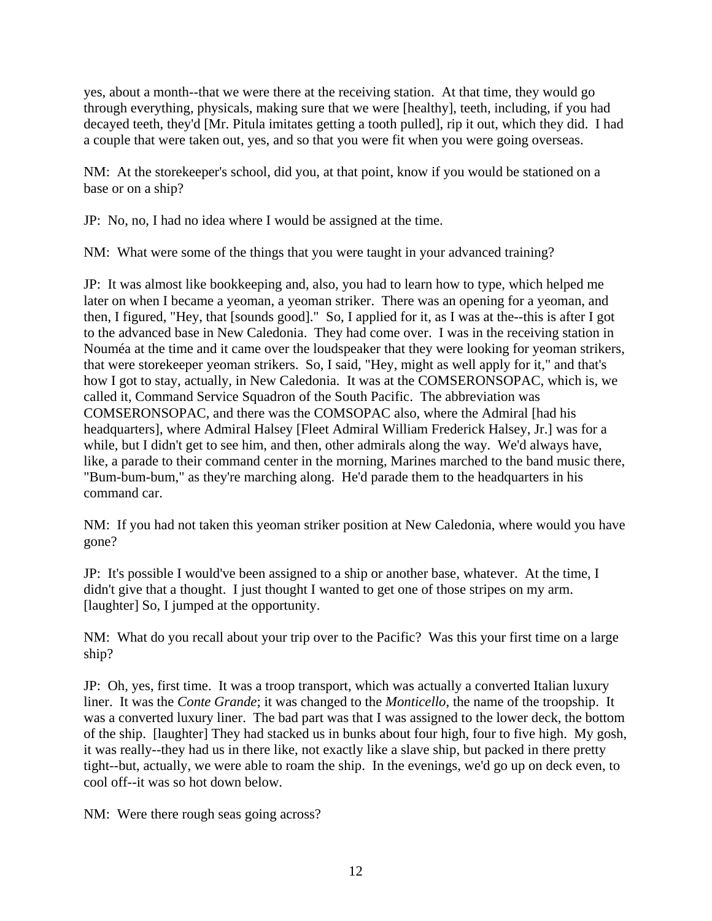yes, about a month--that we were there at the receiving station. At that time, they would go through everything, physicals, making sure that we were [healthy], teeth, including, if you had decayed teeth, they'd [Mr. Pitula imitates getting a tooth pulled], rip it out, which they did. I had a couple that were taken out, yes, and so that you were fit when you were going overseas.

NM: At the storekeeper's school, did you, at that point, know if you would be stationed on a base or on a ship?

JP: No, no, I had no idea where I would be assigned at the time.

NM: What were some of the things that you were taught in your advanced training?

JP: It was almost like bookkeeping and, also, you had to learn how to type, which helped me later on when I became a yeoman, a yeoman striker. There was an opening for a yeoman, and then, I figured, "Hey, that [sounds good]." So, I applied for it, as I was at the--this is after I got to the advanced base in New Caledonia. They had come over. I was in the receiving station in Nouméa at the time and it came over the loudspeaker that they were looking for yeoman strikers, that were storekeeper yeoman strikers. So, I said, "Hey, might as well apply for it," and that's how I got to stay, actually, in New Caledonia. It was at the COMSERONSOPAC, which is, we called it, Command Service Squadron of the South Pacific. The abbreviation was COMSERONSOPAC, and there was the COMSOPAC also, where the Admiral [had his headquarters], where Admiral Halsey [Fleet Admiral William Frederick Halsey, Jr.] was for a while, but I didn't get to see him, and then, other admirals along the way. We'd always have, like, a parade to their command center in the morning, Marines marched to the band music there, "Bum-bum-bum," as they're marching along. He'd parade them to the headquarters in his command car.

NM: If you had not taken this yeoman striker position at New Caledonia, where would you have gone?

JP: It's possible I would've been assigned to a ship or another base, whatever. At the time, I didn't give that a thought. I just thought I wanted to get one of those stripes on my arm. [laughter] So, I jumped at the opportunity.

NM: What do you recall about your trip over to the Pacific? Was this your first time on a large ship?

JP: Oh, yes, first time. It was a troop transport, which was actually a converted Italian luxury liner. It was the *Conte Grande*; it was changed to the *Monticello*, the name of the troopship. It was a converted luxury liner. The bad part was that I was assigned to the lower deck, the bottom of the ship. [laughter] They had stacked us in bunks about four high, four to five high. My gosh, it was really--they had us in there like, not exactly like a slave ship, but packed in there pretty tight--but, actually, we were able to roam the ship. In the evenings, we'd go up on deck even, to cool off--it was so hot down below.

NM: Were there rough seas going across?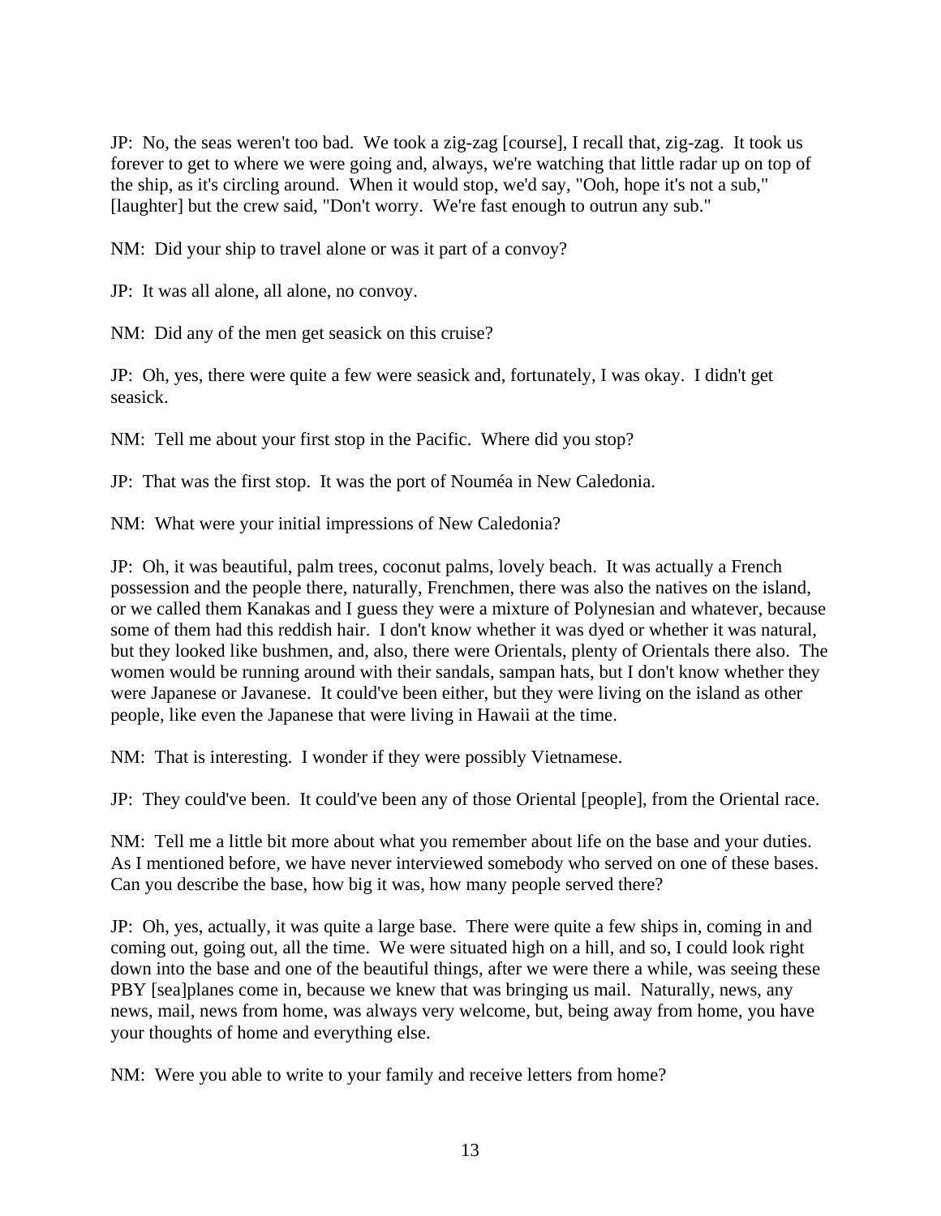JP: No, the seas weren't too bad. We took a zig-zag [course], I recall that, zig-zag. It took us forever to get to where we were going and, always, we're watching that little radar up on top of the ship, as it's circling around. When it would stop, we'd say, "Ooh, hope it's not a sub," [laughter] but the crew said, "Don't worry. We're fast enough to outrun any sub."

NM: Did your ship to travel alone or was it part of a convoy?

JP: It was all alone, all alone, no convoy.

NM: Did any of the men get seasick on this cruise?

JP: Oh, yes, there were quite a few were seasick and, fortunately, I was okay. I didn't get seasick.

NM: Tell me about your first stop in the Pacific. Where did you stop?

JP: That was the first stop. It was the port of Nouméa in New Caledonia.

NM: What were your initial impressions of New Caledonia?

JP: Oh, it was beautiful, palm trees, coconut palms, lovely beach. It was actually a French possession and the people there, naturally, Frenchmen, there was also the natives on the island, or we called them Kanakas and I guess they were a mixture of Polynesian and whatever, because some of them had this reddish hair. I don't know whether it was dyed or whether it was natural, but they looked like bushmen, and, also, there were Orientals, plenty of Orientals there also. The women would be running around with their sandals, sampan hats, but I don't know whether they were Japanese or Javanese. It could've been either, but they were living on the island as other people, like even the Japanese that were living in Hawaii at the time.

NM: That is interesting. I wonder if they were possibly Vietnamese.

JP: They could've been. It could've been any of those Oriental [people], from the Oriental race.

NM: Tell me a little bit more about what you remember about life on the base and your duties. As I mentioned before, we have never interviewed somebody who served on one of these bases. Can you describe the base, how big it was, how many people served there?

JP: Oh, yes, actually, it was quite a large base. There were quite a few ships in, coming in and coming out, going out, all the time. We were situated high on a hill, and so, I could look right down into the base and one of the beautiful things, after we were there a while, was seeing these PBY [sea]planes come in, because we knew that was bringing us mail. Naturally, news, any news, mail, news from home, was always very welcome, but, being away from home, you have your thoughts of home and everything else.

NM: Were you able to write to your family and receive letters from home?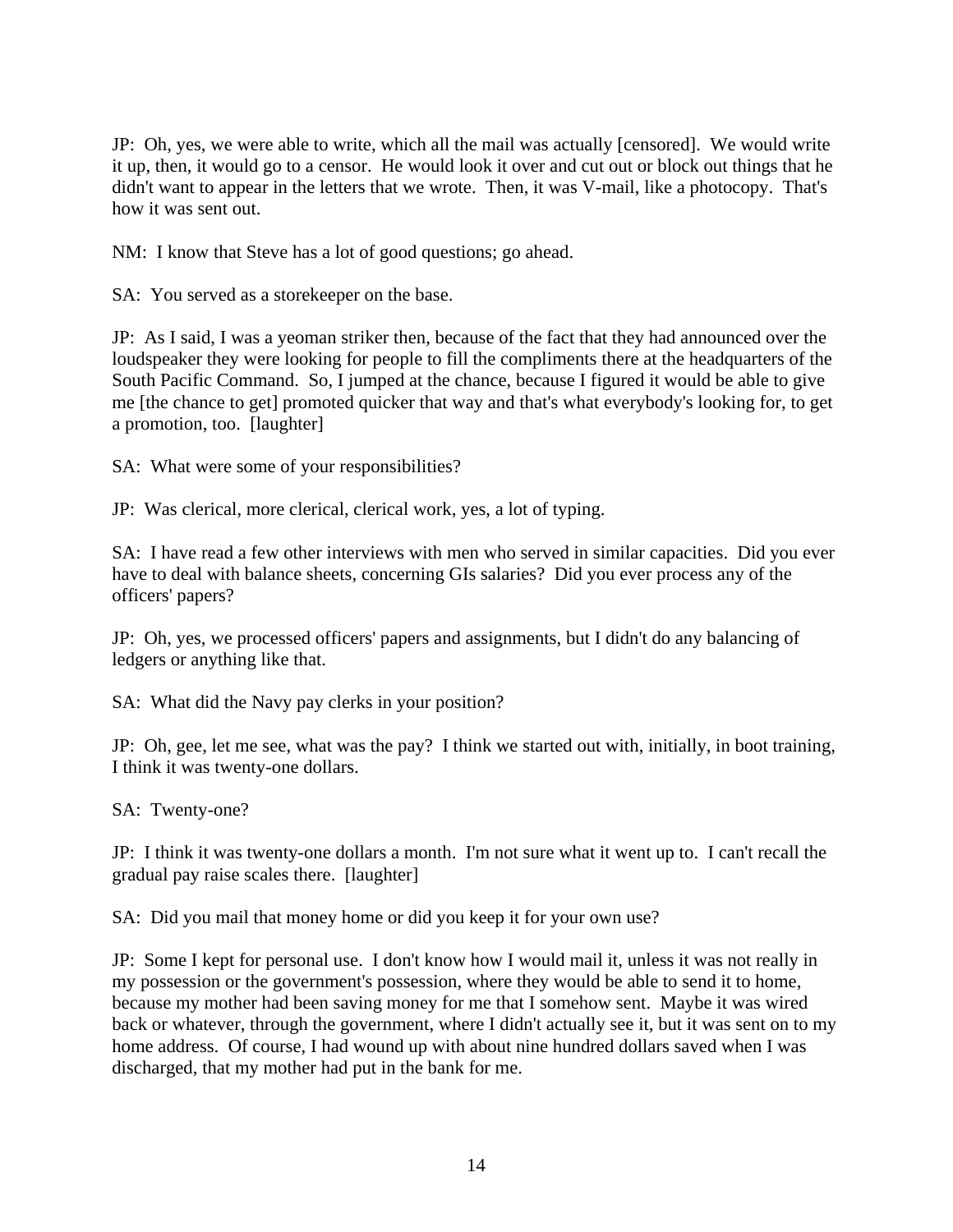JP: Oh, yes, we were able to write, which all the mail was actually [censored]. We would write it up, then, it would go to a censor. He would look it over and cut out or block out things that he didn't want to appear in the letters that we wrote. Then, it was V-mail, like a photocopy. That's how it was sent out.

NM: I know that Steve has a lot of good questions; go ahead.

SA: You served as a storekeeper on the base.

JP: As I said, I was a yeoman striker then, because of the fact that they had announced over the loudspeaker they were looking for people to fill the compliments there at the headquarters of the South Pacific Command. So, I jumped at the chance, because I figured it would be able to give me [the chance to get] promoted quicker that way and that's what everybody's looking for, to get a promotion, too. [laughter]

SA: What were some of your responsibilities?

JP: Was clerical, more clerical, clerical work, yes, a lot of typing.

SA: I have read a few other interviews with men who served in similar capacities. Did you ever have to deal with balance sheets, concerning GIs salaries? Did you ever process any of the officers' papers?

JP: Oh, yes, we processed officers' papers and assignments, but I didn't do any balancing of ledgers or anything like that.

SA: What did the Navy pay clerks in your position?

JP: Oh, gee, let me see, what was the pay? I think we started out with, initially, in boot training, I think it was twenty-one dollars.

SA: Twenty-one?

JP: I think it was twenty-one dollars a month. I'm not sure what it went up to. I can't recall the gradual pay raise scales there. [laughter]

SA: Did you mail that money home or did you keep it for your own use?

JP: Some I kept for personal use. I don't know how I would mail it, unless it was not really in my possession or the government's possession, where they would be able to send it to home, because my mother had been saving money for me that I somehow sent. Maybe it was wired back or whatever, through the government, where I didn't actually see it, but it was sent on to my home address. Of course, I had wound up with about nine hundred dollars saved when I was discharged, that my mother had put in the bank for me.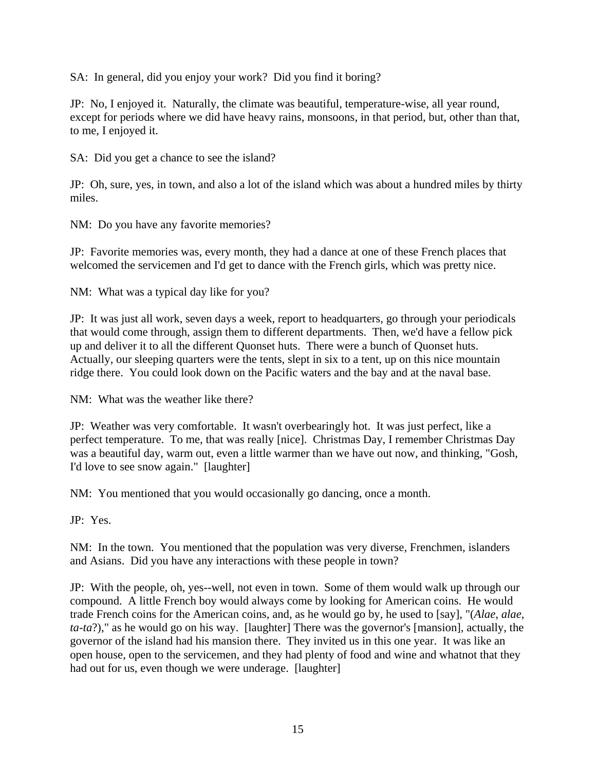SA: In general, did you enjoy your work? Did you find it boring?

JP: No, I enjoyed it. Naturally, the climate was beautiful, temperature-wise, all year round, except for periods where we did have heavy rains, monsoons, in that period, but, other than that, to me, I enjoyed it.

SA: Did you get a chance to see the island?

JP: Oh, sure, yes, in town, and also a lot of the island which was about a hundred miles by thirty miles.

NM: Do you have any favorite memories?

JP: Favorite memories was, every month, they had a dance at one of these French places that welcomed the servicemen and I'd get to dance with the French girls, which was pretty nice.

NM: What was a typical day like for you?

JP: It was just all work, seven days a week, report to headquarters, go through your periodicals that would come through, assign them to different departments. Then, we'd have a fellow pick up and deliver it to all the different Quonset huts. There were a bunch of Quonset huts. Actually, our sleeping quarters were the tents, slept in six to a tent, up on this nice mountain ridge there. You could look down on the Pacific waters and the bay and at the naval base.

NM: What was the weather like there?

JP: Weather was very comfortable. It wasn't overbearingly hot. It was just perfect, like a perfect temperature. To me, that was really [nice]. Christmas Day, I remember Christmas Day was a beautiful day, warm out, even a little warmer than we have out now, and thinking, "Gosh, I'd love to see snow again." [laughter]

NM: You mentioned that you would occasionally go dancing, once a month.

JP: Yes.

NM: In the town. You mentioned that the population was very diverse, Frenchmen, islanders and Asians. Did you have any interactions with these people in town?

JP: With the people, oh, yes--well, not even in town. Some of them would walk up through our compound. A little French boy would always come by looking for American coins. He would trade French coins for the American coins, and, as he would go by, he used to [say], "(*Alae, alae, ta-ta*?)," as he would go on his way. [laughter] There was the governor's [mansion], actually, the governor of the island had his mansion there. They invited us in this one year. It was like an open house, open to the servicemen, and they had plenty of food and wine and whatnot that they had out for us, even though we were underage. [laughter]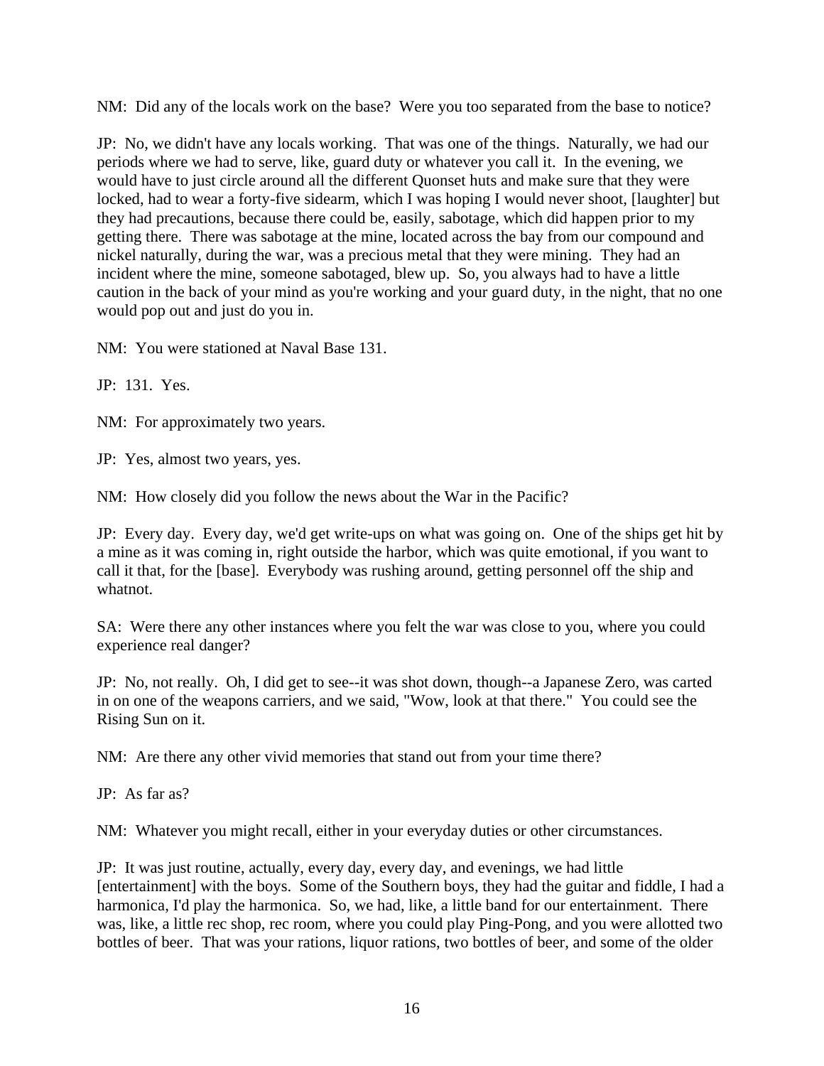NM: Did any of the locals work on the base? Were you too separated from the base to notice?

JP: No, we didn't have any locals working. That was one of the things. Naturally, we had our periods where we had to serve, like, guard duty or whatever you call it. In the evening, we would have to just circle around all the different Quonset huts and make sure that they were locked, had to wear a forty-five sidearm, which I was hoping I would never shoot, [laughter] but they had precautions, because there could be, easily, sabotage, which did happen prior to my getting there. There was sabotage at the mine, located across the bay from our compound and nickel naturally, during the war, was a precious metal that they were mining. They had an incident where the mine, someone sabotaged, blew up. So, you always had to have a little caution in the back of your mind as you're working and your guard duty, in the night, that no one would pop out and just do you in.

NM: You were stationed at Naval Base 131.

JP: 131. Yes.

NM: For approximately two years.

JP: Yes, almost two years, yes.

NM: How closely did you follow the news about the War in the Pacific?

JP: Every day. Every day, we'd get write-ups on what was going on. One of the ships get hit by a mine as it was coming in, right outside the harbor, which was quite emotional, if you want to call it that, for the [base]. Everybody was rushing around, getting personnel off the ship and whatnot.

SA: Were there any other instances where you felt the war was close to you, where you could experience real danger?

JP: No, not really. Oh, I did get to see--it was shot down, though--a Japanese Zero, was carted in on one of the weapons carriers, and we said, "Wow, look at that there." You could see the Rising Sun on it.

NM: Are there any other vivid memories that stand out from your time there?

JP: As far as?

NM: Whatever you might recall, either in your everyday duties or other circumstances.

JP: It was just routine, actually, every day, every day, and evenings, we had little [entertainment] with the boys. Some of the Southern boys, they had the guitar and fiddle, I had a harmonica, I'd play the harmonica. So, we had, like, a little band for our entertainment. There was, like, a little rec shop, rec room, where you could play Ping-Pong, and you were allotted two bottles of beer. That was your rations, liquor rations, two bottles of beer, and some of the older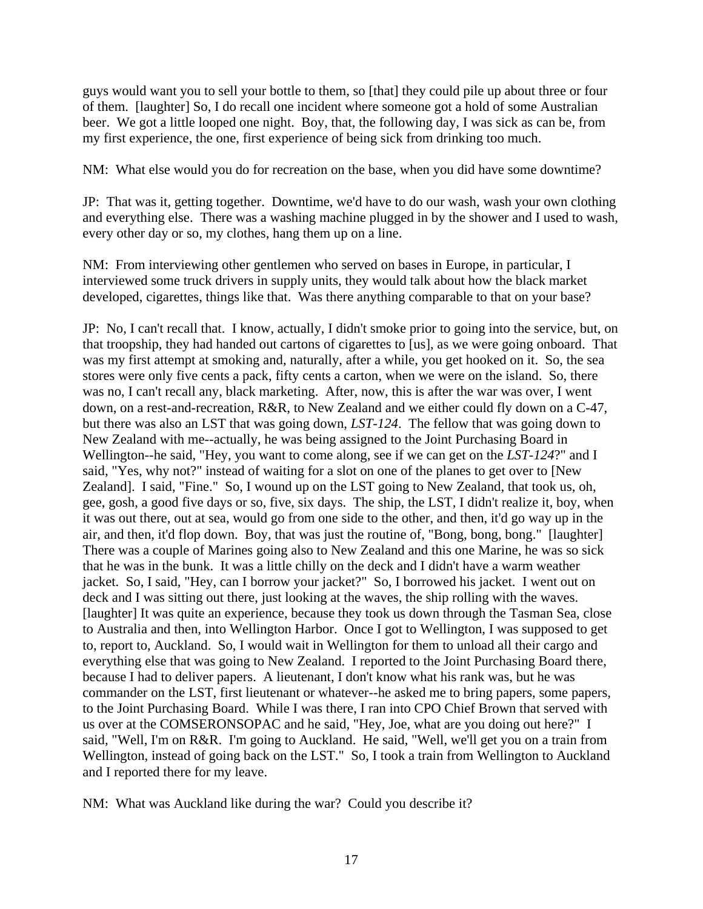guys would want you to sell your bottle to them, so [that] they could pile up about three or four of them. [laughter] So, I do recall one incident where someone got a hold of some Australian beer. We got a little looped one night. Boy, that, the following day, I was sick as can be, from my first experience, the one, first experience of being sick from drinking too much.

NM: What else would you do for recreation on the base, when you did have some downtime?

JP: That was it, getting together. Downtime, we'd have to do our wash, wash your own clothing and everything else. There was a washing machine plugged in by the shower and I used to wash, every other day or so, my clothes, hang them up on a line.

NM: From interviewing other gentlemen who served on bases in Europe, in particular, I interviewed some truck drivers in supply units, they would talk about how the black market developed, cigarettes, things like that. Was there anything comparable to that on your base?

JP: No, I can't recall that. I know, actually, I didn't smoke prior to going into the service, but, on that troopship, they had handed out cartons of cigarettes to [us], as we were going onboard. That was my first attempt at smoking and, naturally, after a while, you get hooked on it. So, the sea stores were only five cents a pack, fifty cents a carton, when we were on the island. So, there was no, I can't recall any, black marketing. After, now, this is after the war was over, I went down, on a rest-and-recreation, R&R, to New Zealand and we either could fly down on a C-47, but there was also an LST that was going down, *LST-124*. The fellow that was going down to New Zealand with me--actually, he was being assigned to the Joint Purchasing Board in Wellington--he said, "Hey, you want to come along, see if we can get on the *LST-124*?" and I said, "Yes, why not?" instead of waiting for a slot on one of the planes to get over to [New Zealand]. I said, "Fine." So, I wound up on the LST going to New Zealand, that took us, oh, gee, gosh, a good five days or so, five, six days. The ship, the LST, I didn't realize it, boy, when it was out there, out at sea, would go from one side to the other, and then, it'd go way up in the air, and then, it'd flop down. Boy, that was just the routine of, "Bong, bong, bong." [laughter] There was a couple of Marines going also to New Zealand and this one Marine, he was so sick that he was in the bunk. It was a little chilly on the deck and I didn't have a warm weather jacket. So, I said, "Hey, can I borrow your jacket?" So, I borrowed his jacket. I went out on deck and I was sitting out there, just looking at the waves, the ship rolling with the waves. [laughter] It was quite an experience, because they took us down through the Tasman Sea, close to Australia and then, into Wellington Harbor. Once I got to Wellington, I was supposed to get to, report to, Auckland. So, I would wait in Wellington for them to unload all their cargo and everything else that was going to New Zealand. I reported to the Joint Purchasing Board there, because I had to deliver papers. A lieutenant, I don't know what his rank was, but he was commander on the LST, first lieutenant or whatever--he asked me to bring papers, some papers, to the Joint Purchasing Board. While I was there, I ran into CPO Chief Brown that served with us over at the COMSERONSOPAC and he said, "Hey, Joe, what are you doing out here?" I said, "Well, I'm on R&R. I'm going to Auckland. He said, "Well, we'll get you on a train from Wellington, instead of going back on the LST." So, I took a train from Wellington to Auckland and I reported there for my leave.

NM: What was Auckland like during the war? Could you describe it?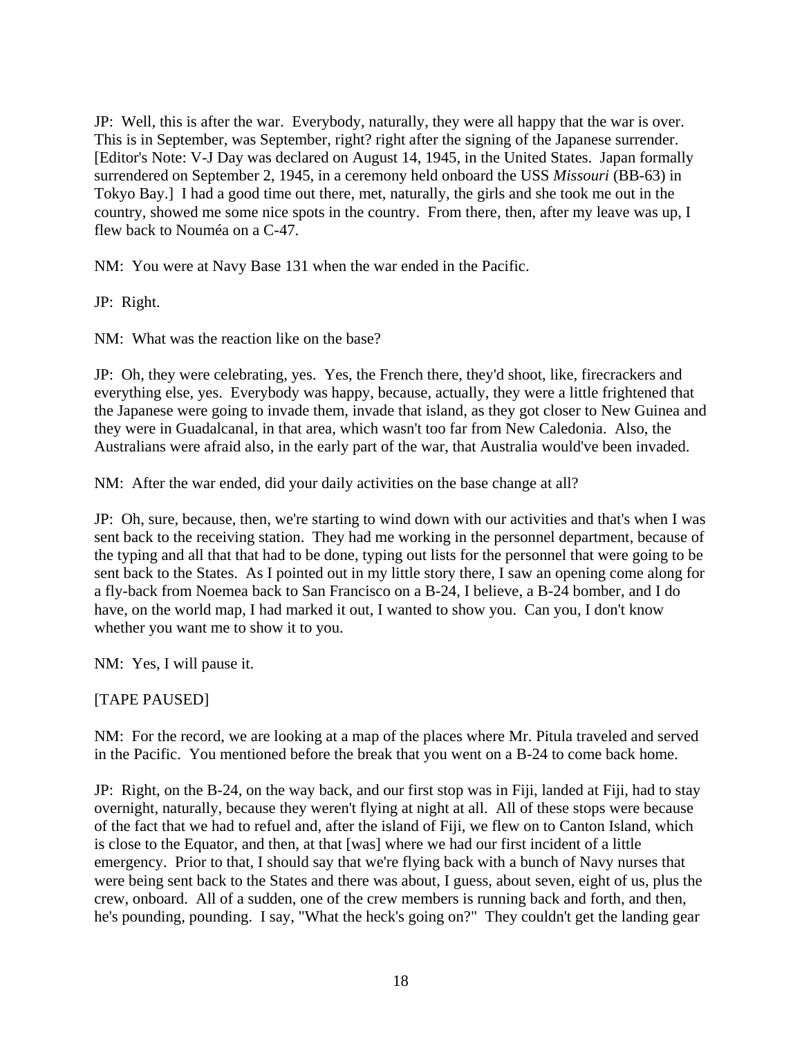JP: Well, this is after the war. Everybody, naturally, they were all happy that the war is over. This is in September, was September, right? right after the signing of the Japanese surrender. [Editor's Note: V-J Day was declared on August 14, 1945, in the United States. Japan formally surrendered on September 2, 1945, in a ceremony held onboard the USS *Missouri* (BB-63) in Tokyo Bay.] I had a good time out there, met, naturally, the girls and she took me out in the country, showed me some nice spots in the country. From there, then, after my leave was up, I flew back to Nouméa on a C-47.

NM: You were at Navy Base 131 when the war ended in the Pacific.

JP: Right.

NM: What was the reaction like on the base?

JP: Oh, they were celebrating, yes. Yes, the French there, they'd shoot, like, firecrackers and everything else, yes. Everybody was happy, because, actually, they were a little frightened that the Japanese were going to invade them, invade that island, as they got closer to New Guinea and they were in Guadalcanal, in that area, which wasn't too far from New Caledonia. Also, the Australians were afraid also, in the early part of the war, that Australia would've been invaded.

NM: After the war ended, did your daily activities on the base change at all?

JP: Oh, sure, because, then, we're starting to wind down with our activities and that's when I was sent back to the receiving station. They had me working in the personnel department, because of the typing and all that that had to be done, typing out lists for the personnel that were going to be sent back to the States. As I pointed out in my little story there, I saw an opening come along for a fly-back from Noemea back to San Francisco on a B-24, I believe, a B-24 bomber, and I do have, on the world map, I had marked it out, I wanted to show you. Can you, I don't know whether you want me to show it to you.

NM: Yes, I will pause it.

[TAPE PAUSED]

NM: For the record, we are looking at a map of the places where Mr. Pitula traveled and served in the Pacific. You mentioned before the break that you went on a B-24 to come back home.

JP: Right, on the B-24, on the way back, and our first stop was in Fiji, landed at Fiji, had to stay overnight, naturally, because they weren't flying at night at all. All of these stops were because of the fact that we had to refuel and, after the island of Fiji, we flew on to Canton Island, which is close to the Equator, and then, at that [was] where we had our first incident of a little emergency. Prior to that, I should say that we're flying back with a bunch of Navy nurses that were being sent back to the States and there was about, I guess, about seven, eight of us, plus the crew, onboard. All of a sudden, one of the crew members is running back and forth, and then, he's pounding, pounding. I say, "What the heck's going on?" They couldn't get the landing gear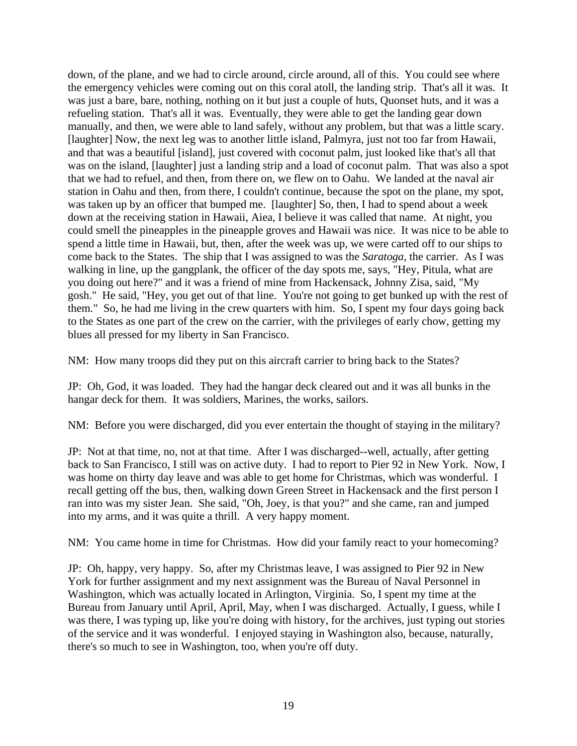down, of the plane, and we had to circle around, circle around, all of this. You could see where the emergency vehicles were coming out on this coral atoll, the landing strip. That's all it was. It was just a bare, bare, nothing, nothing on it but just a couple of huts, Quonset huts, and it was a refueling station. That's all it was. Eventually, they were able to get the landing gear down manually, and then, we were able to land safely, without any problem, but that was a little scary. [laughter] Now, the next leg was to another little island, Palmyra, just not too far from Hawaii, and that was a beautiful [island], just covered with coconut palm, just looked like that's all that was on the island, [laughter] just a landing strip and a load of coconut palm. That was also a spot that we had to refuel, and then, from there on, we flew on to Oahu. We landed at the naval air station in Oahu and then, from there, I couldn't continue, because the spot on the plane, my spot, was taken up by an officer that bumped me. [laughter] So, then, I had to spend about a week down at the receiving station in Hawaii, Aiea, I believe it was called that name. At night, you could smell the pineapples in the pineapple groves and Hawaii was nice. It was nice to be able to spend a little time in Hawaii, but, then, after the week was up, we were carted off to our ships to come back to the States. The ship that I was assigned to was the *Saratoga*, the carrier. As I was walking in line, up the gangplank, the officer of the day spots me, says, "Hey, Pitula, what are you doing out here?" and it was a friend of mine from Hackensack, Johnny Zisa, said, "My gosh." He said, "Hey, you get out of that line. You're not going to get bunked up with the rest of them." So, he had me living in the crew quarters with him. So, I spent my four days going back to the States as one part of the crew on the carrier, with the privileges of early chow, getting my blues all pressed for my liberty in San Francisco.

NM: How many troops did they put on this aircraft carrier to bring back to the States?

JP: Oh, God, it was loaded. They had the hangar deck cleared out and it was all bunks in the hangar deck for them. It was soldiers, Marines, the works, sailors.

NM: Before you were discharged, did you ever entertain the thought of staying in the military?

JP: Not at that time, no, not at that time. After I was discharged--well, actually, after getting back to San Francisco, I still was on active duty. I had to report to Pier 92 in New York. Now, I was home on thirty day leave and was able to get home for Christmas, which was wonderful. I recall getting off the bus, then, walking down Green Street in Hackensack and the first person I ran into was my sister Jean. She said, "Oh, Joey, is that you?" and she came, ran and jumped into my arms, and it was quite a thrill. A very happy moment.

NM: You came home in time for Christmas. How did your family react to your homecoming?

JP: Oh, happy, very happy. So, after my Christmas leave, I was assigned to Pier 92 in New York for further assignment and my next assignment was the Bureau of Naval Personnel in Washington, which was actually located in Arlington, Virginia. So, I spent my time at the Bureau from January until April, April, May, when I was discharged. Actually, I guess, while I was there, I was typing up, like you're doing with history, for the archives, just typing out stories of the service and it was wonderful. I enjoyed staying in Washington also, because, naturally, there's so much to see in Washington, too, when you're off duty.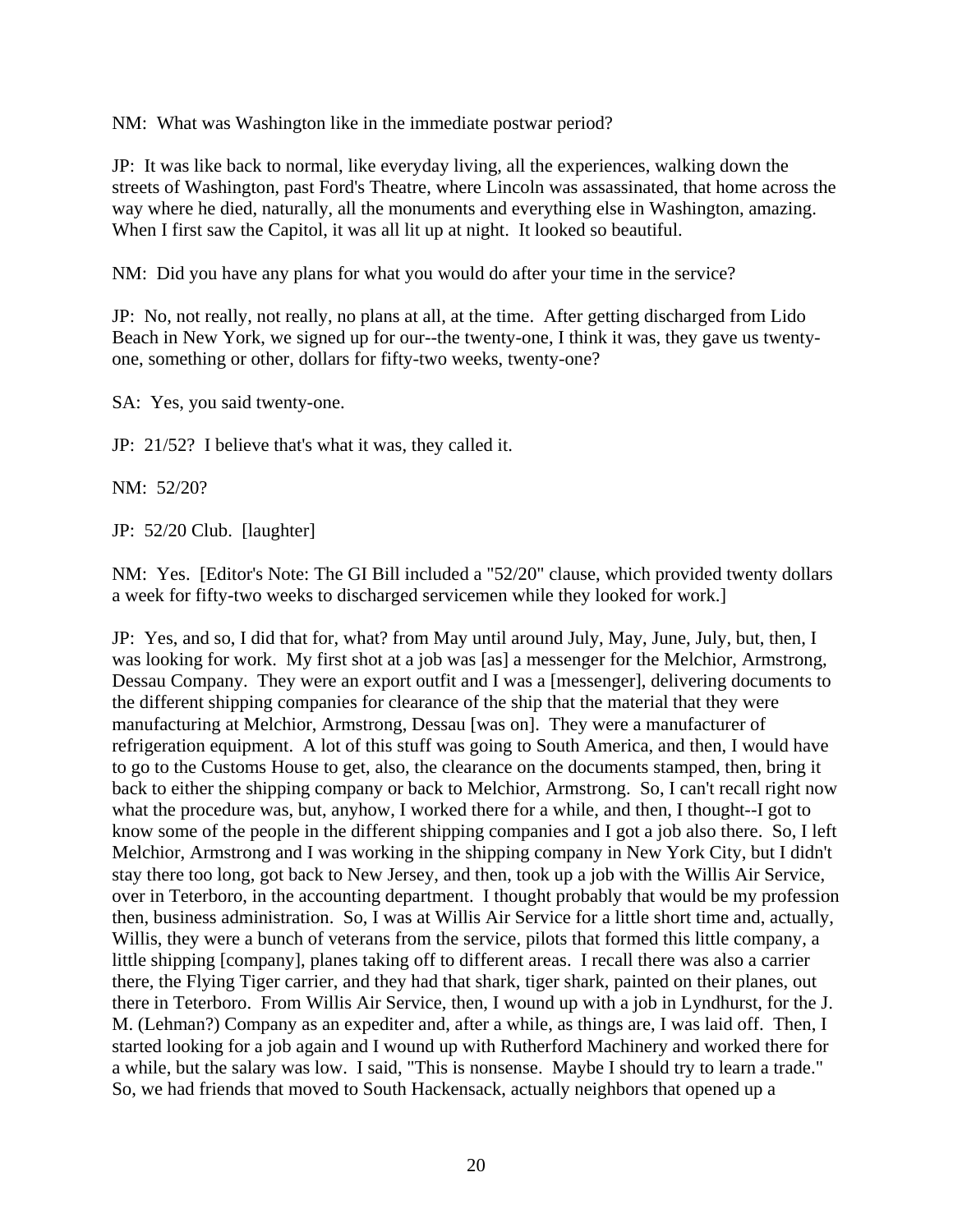NM: What was Washington like in the immediate postwar period?

JP: It was like back to normal, like everyday living, all the experiences, walking down the streets of Washington, past Ford's Theatre, where Lincoln was assassinated, that home across the way where he died, naturally, all the monuments and everything else in Washington, amazing. When I first saw the Capitol, it was all lit up at night. It looked so beautiful.

NM: Did you have any plans for what you would do after your time in the service?

JP: No, not really, not really, no plans at all, at the time. After getting discharged from Lido Beach in New York, we signed up for our--the twenty-one, I think it was, they gave us twenty-one, something or other, dollars for fifty-two weeks, twenty-one?

SA: Yes, you said twenty-one.

JP: 21/52? I believe that's what it was, they called it.

NM: 52/20?

JP: 52/20 Club. [laughter]

NM: Yes. [Editor's Note: The GI Bill included a "52/20" clause, which provided twenty dollars a week for fifty-two weeks to discharged servicemen while they looked for work.]

JP: Yes, and so, I did that for, what? from May until around July, May, June, July, but, then, I was looking for work. My first shot at a job was [as] a messenger for the Melchior, Armstrong, Dessau Company. They were an export outfit and I was a [messenger], delivering documents to the different shipping companies for clearance of the ship that the material that they were manufacturing at Melchior, Armstrong, Dessau [was on]. They were a manufacturer of refrigeration equipment. A lot of this stuff was going to South America, and then, I would have to go to the Customs House to get, also, the clearance on the documents stamped, then, bring it back to either the shipping company or back to Melchior, Armstrong. So, I can't recall right now what the procedure was, but, anyhow, I worked there for a while, and then, I thought--I got to know some of the people in the different shipping companies and I got a job also there. So, I left Melchior, Armstrong and I was working in the shipping company in New York City, but I didn't stay there too long, got back to New Jersey, and then, took up a job with the Willis Air Service, over in Teterboro, in the accounting department. I thought probably that would be my profession then, business administration. So, I was at Willis Air Service for a little short time and, actually, Willis, they were a bunch of veterans from the service, pilots that formed this little company, a little shipping [company], planes taking off to different areas. I recall there was also a carrier there, the Flying Tiger carrier, and they had that shark, tiger shark, painted on their planes, out there in Teterboro. From Willis Air Service, then, I wound up with a job in Lyndhurst, for the J. M. (Lehman?) Company as an expediter and, after a while, as things are, I was laid off. Then, I started looking for a job again and I wound up with Rutherford Machinery and worked there for a while, but the salary was low. I said, "This is nonsense. Maybe I should try to learn a trade." So, we had friends that moved to South Hackensack, actually neighbors that opened up a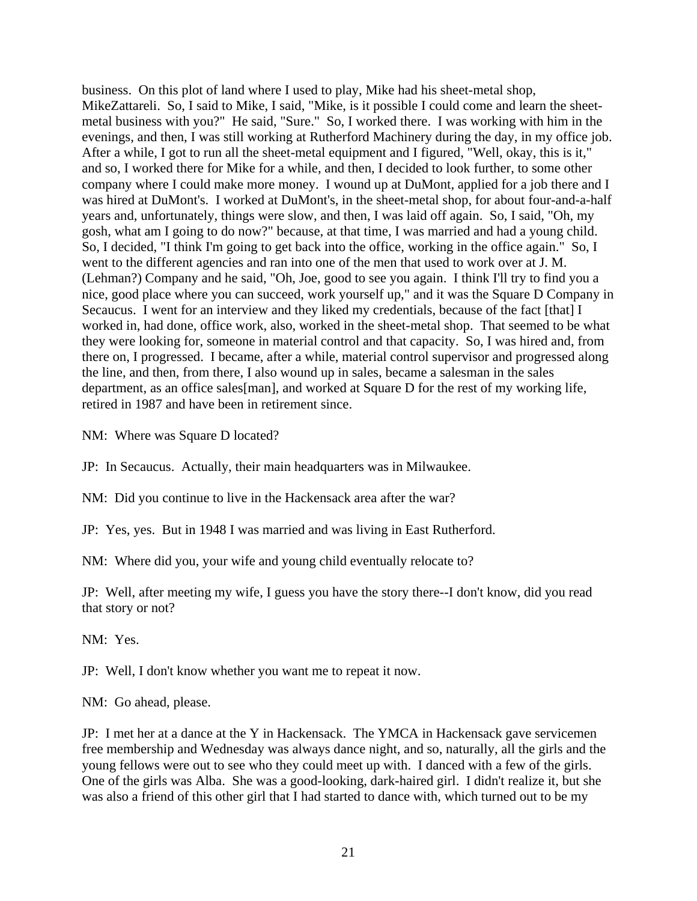business. On this plot of land where I used to play, Mike had his sheet-metal shop, MikeZattareli. So, I said to Mike, I said, "Mike, is it possible I could come and learn the sheet-metal business with you?" He said, "Sure." So, I worked there. I was working with him in the evenings, and then, I was still working at Rutherford Machinery during the day, in my office job. After a while, I got to run all the sheet-metal equipment and I figured, "Well, okay, this is it," and so, I worked there for Mike for a while, and then, I decided to look further, to some other company where I could make more money. I wound up at DuMont, applied for a job there and I was hired at DuMont's. I worked at DuMont's, in the sheet-metal shop, for about four-and-a-half years and, unfortunately, things were slow, and then, I was laid off again. So, I said, "Oh, my gosh, what am I going to do now?" because, at that time, I was married and had a young child. So, I decided, "I think I'm going to get back into the office, working in the office again." So, I went to the different agencies and ran into one of the men that used to work over at J. M. (Lehman?) Company and he said, "Oh, Joe, good to see you again. I think I'll try to find you a nice, good place where you can succeed, work yourself up," and it was the Square D Company in Secaucus. I went for an interview and they liked my credentials, because of the fact [that] I worked in, had done, office work, also, worked in the sheet-metal shop. That seemed to be what they were looking for, someone in material control and that capacity. So, I was hired and, from there on, I progressed. I became, after a while, material control supervisor and progressed along the line, and then, from there, I also wound up in sales, became a salesman in the sales department, as an office sales[man], and worked at Square D for the rest of my working life, retired in 1987 and have been in retirement since.

NM: Where was Square D located?

JP: In Secaucus. Actually, their main headquarters was in Milwaukee.

NM: Did you continue to live in the Hackensack area after the war?

JP: Yes, yes. But in 1948 I was married and was living in East Rutherford.

NM: Where did you, your wife and young child eventually relocate to?

JP: Well, after meeting my wife, I guess you have the story there--I don't know, did you read that story or not?

NM: Yes.

JP: Well, I don't know whether you want me to repeat it now.

NM: Go ahead, please.

JP: I met her at a dance at the Y in Hackensack. The YMCA in Hackensack gave servicemen free membership and Wednesday was always dance night, and so, naturally, all the girls and the young fellows were out to see who they could meet up with. I danced with a few of the girls. One of the girls was Alba. She was a good-looking, dark-haired girl. I didn't realize it, but she was also a friend of this other girl that I had started to dance with, which turned out to be my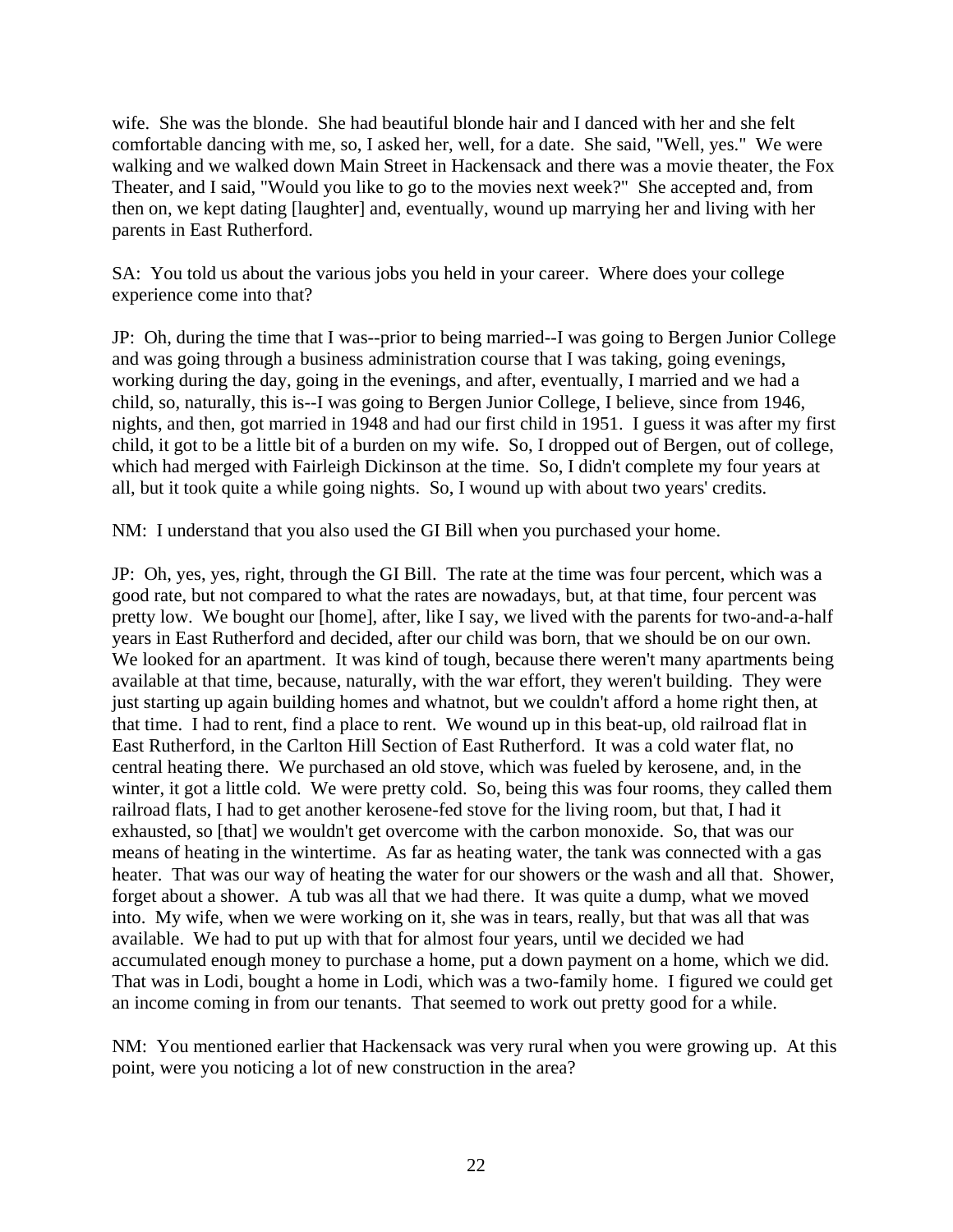wife. She was the blonde. She had beautiful blonde hair and I danced with her and she felt comfortable dancing with me, so, I asked her, well, for a date. She said, "Well, yes." We were walking and we walked down Main Street in Hackensack and there was a movie theater, the Fox Theater, and I said, "Would you like to go to the movies next week?" She accepted and, from then on, we kept dating [laughter] and, eventually, wound up marrying her and living with her parents in East Rutherford.

SA: You told us about the various jobs you held in your career. Where does your college experience come into that?

JP: Oh, during the time that I was--prior to being married--I was going to Bergen Junior College and was going through a business administration course that I was taking, going evenings, working during the day, going in the evenings, and after, eventually, I married and we had a child, so, naturally, this is--I was going to Bergen Junior College, I believe, since from 1946, nights, and then, got married in 1948 and had our first child in 1951. I guess it was after my first child, it got to be a little bit of a burden on my wife. So, I dropped out of Bergen, out of college, which had merged with Fairleigh Dickinson at the time. So, I didn't complete my four years at all, but it took quite a while going nights. So, I wound up with about two years' credits.

NM: I understand that you also used the GI Bill when you purchased your home.

JP: Oh, yes, yes, right, through the GI Bill. The rate at the time was four percent, which was a good rate, but not compared to what the rates are nowadays, but, at that time, four percent was pretty low. We bought our [home], after, like I say, we lived with the parents for two-and-a-half years in East Rutherford and decided, after our child was born, that we should be on our own. We looked for an apartment. It was kind of tough, because there weren't many apartments being available at that time, because, naturally, with the war effort, they weren't building. They were just starting up again building homes and whatnot, but we couldn't afford a home right then, at that time. I had to rent, find a place to rent. We wound up in this beat-up, old railroad flat in East Rutherford, in the Carlton Hill Section of East Rutherford. It was a cold water flat, no central heating there. We purchased an old stove, which was fueled by kerosene, and, in the winter, it got a little cold. We were pretty cold. So, being this was four rooms, they called them railroad flats, I had to get another kerosene-fed stove for the living room, but that, I had it exhausted, so [that] we wouldn't get overcome with the carbon monoxide. So, that was our means of heating in the wintertime. As far as heating water, the tank was connected with a gas heater. That was our way of heating the water for our showers or the wash and all that. Shower, forget about a shower. A tub was all that we had there. It was quite a dump, what we moved into. My wife, when we were working on it, she was in tears, really, but that was all that was available. We had to put up with that for almost four years, until we decided we had accumulated enough money to purchase a home, put a down payment on a home, which we did. That was in Lodi, bought a home in Lodi, which was a two-family home. I figured we could get an income coming in from our tenants. That seemed to work out pretty good for a while.

NM: You mentioned earlier that Hackensack was very rural when you were growing up. At this point, were you noticing a lot of new construction in the area?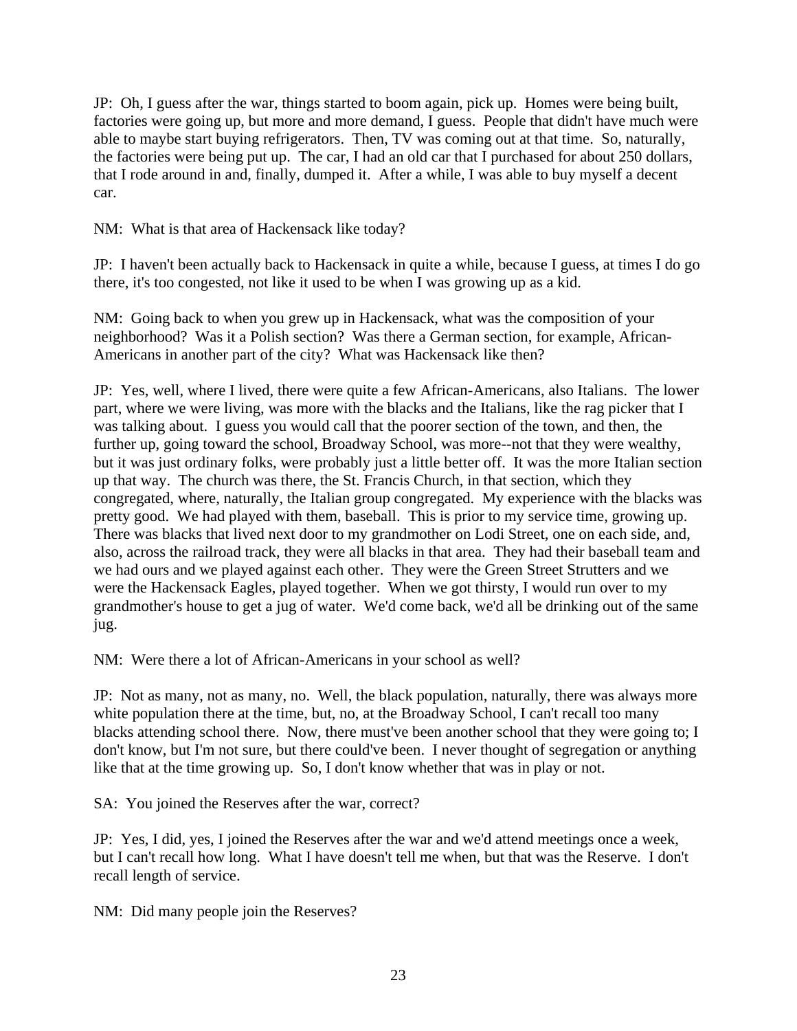JP: Oh, I guess after the war, things started to boom again, pick up. Homes were being built, factories were going up, but more and more demand, I guess. People that didn't have much were able to maybe start buying refrigerators. Then, TV was coming out at that time. So, naturally, the factories were being put up. The car, I had an old car that I purchased for about 250 dollars, that I rode around in and, finally, dumped it. After a while, I was able to buy myself a decent car.

NM: What is that area of Hackensack like today?

JP: I haven't been actually back to Hackensack in quite a while, because I guess, at times I do go there, it's too congested, not like it used to be when I was growing up as a kid.

NM: Going back to when you grew up in Hackensack, what was the composition of your neighborhood? Was it a Polish section? Was there a German section, for example, African-Americans in another part of the city? What was Hackensack like then?

JP: Yes, well, where I lived, there were quite a few African-Americans, also Italians. The lower part, where we were living, was more with the blacks and the Italians, like the rag picker that I was talking about. I guess you would call that the poorer section of the town, and then, the further up, going toward the school, Broadway School, was more--not that they were wealthy, but it was just ordinary folks, were probably just a little better off. It was the more Italian section up that way. The church was there, the St. Francis Church, in that section, which they congregated, where, naturally, the Italian group congregated. My experience with the blacks was pretty good. We had played with them, baseball. This is prior to my service time, growing up. There was blacks that lived next door to my grandmother on Lodi Street, one on each side, and, also, across the railroad track, they were all blacks in that area. They had their baseball team and we had ours and we played against each other. They were the Green Street Strutters and we were the Hackensack Eagles, played together. When we got thirsty, I would run over to my grandmother's house to get a jug of water. We'd come back, we'd all be drinking out of the same jug.

NM: Were there a lot of African-Americans in your school as well?

JP: Not as many, not as many, no. Well, the black population, naturally, there was always more white population there at the time, but, no, at the Broadway School, I can't recall too many blacks attending school there. Now, there must've been another school that they were going to; I don't know, but I'm not sure, but there could've been. I never thought of segregation or anything like that at the time growing up. So, I don't know whether that was in play or not.

SA: You joined the Reserves after the war, correct?

JP: Yes, I did, yes, I joined the Reserves after the war and we'd attend meetings once a week, but I can't recall how long. What I have doesn't tell me when, but that was the Reserve. I don't recall length of service.

NM: Did many people join the Reserves?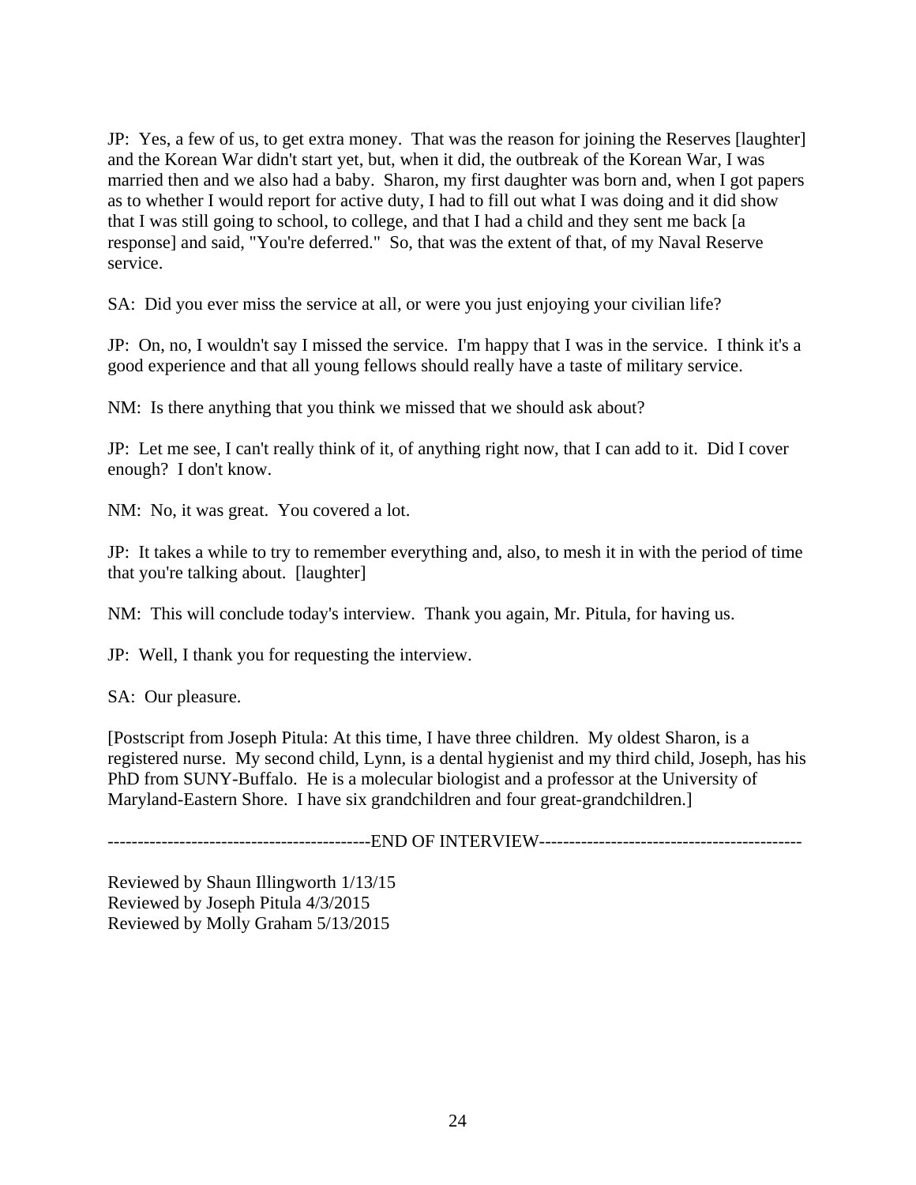JP: Yes, a few of us, to get extra money. That was the reason for joining the Reserves [laughter] and the Korean War didn't start yet, but, when it did, the outbreak of the Korean War, I was married then and we also had a baby. Sharon, my first daughter was born and, when I got papers as to whether I would report for active duty, I had to fill out what I was doing and it did show that I was still going to school, to college, and that I had a child and they sent me back [a response] and said, "You're deferred." So, that was the extent of that, of my Naval Reserve service.

SA: Did you ever miss the service at all, or were you just enjoying your civilian life?

JP: On, no, I wouldn't say I missed the service. I'm happy that I was in the service. I think it's a good experience and that all young fellows should really have a taste of military service.

NM: Is there anything that you think we missed that we should ask about?

JP: Let me see, I can't really think of it, of anything right now, that I can add to it. Did I cover enough? I don't know.

NM: No, it was great. You covered a lot.

JP: It takes a while to try to remember everything and, also, to mesh it in with the period of time that you're talking about. [laughter]

NM: This will conclude today's interview. Thank you again, Mr. Pitula, for having us.

JP: Well, I thank you for requesting the interview.

SA: Our pleasure.

[Postscript from Joseph Pitula: At this time, I have three children. My oldest Sharon, is a registered nurse. My second child, Lynn, is a dental hygienist and my third child, Joseph, has his PhD from SUNY-Buffalo. He is a molecular biologist and a professor at the University of Maryland-Eastern Shore. I have six grandchildren and four great-grandchildren.]

-------------------------------------------END OF INTERVIEW-------------------------------------------

Reviewed by Shaun Illingworth 1/13/15
Reviewed by Joseph Pitula 4/3/2015
Reviewed by Molly Graham 5/13/2015